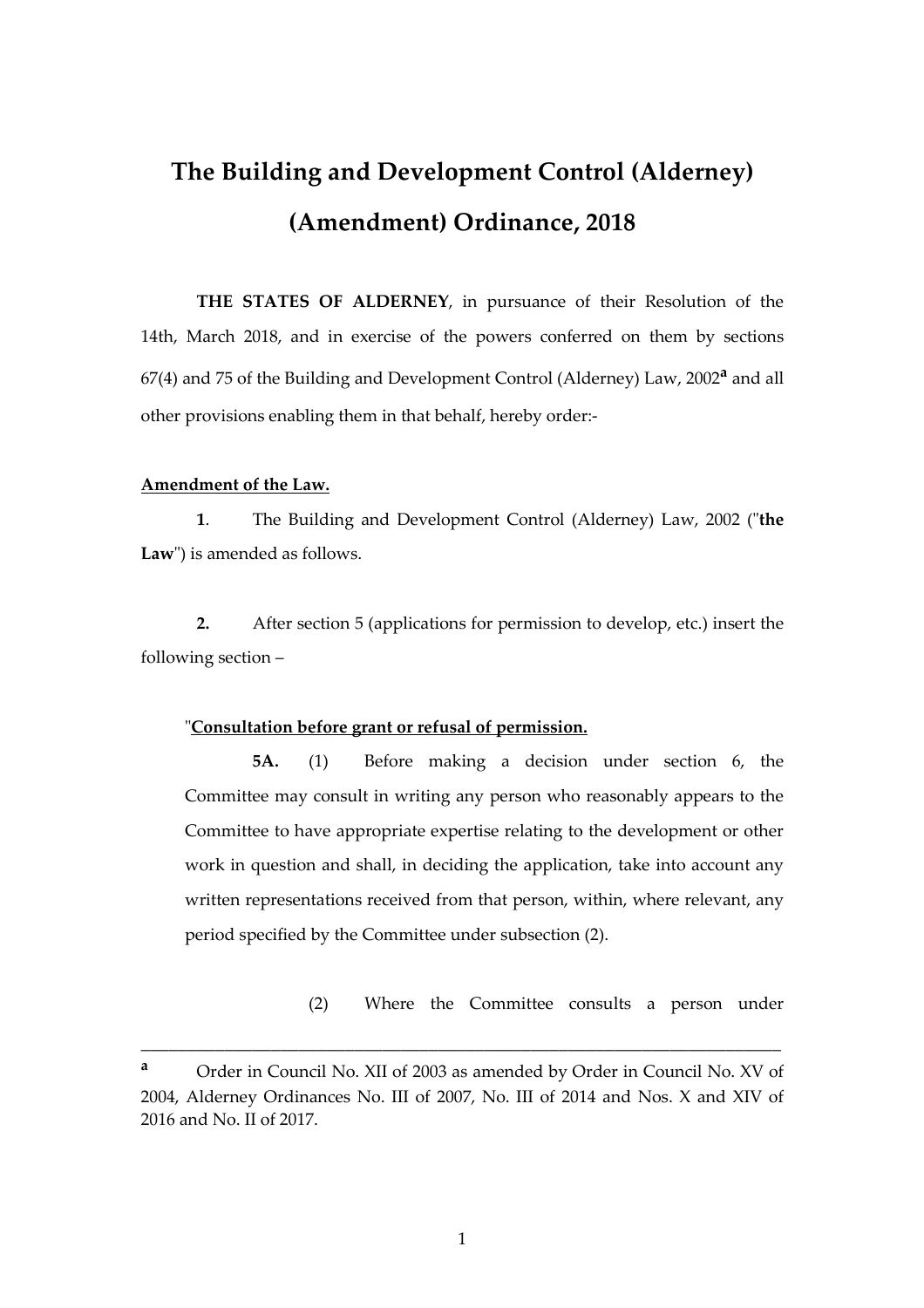# The Building and Development Control (Alderney) (Amendment) Ordinance, 2018

**THE STATES OF ALDERNEY**, in pursuance of their Resolution of the 14th, March 2018, and in exercise of the powers conferred on them by sections 67(4) and 75 of the Building and Development Control (Alderney) Law, 2002[a] and all other provisions enabling them in that behalf, hereby order:-

**Amendment of the Law.**

**1**. The Building and Development Control (Alderney) Law, 2002 ("**the Law**") is amended as follows.

**2.** After section 5 (applications for permission to develop, etc.) insert the following section –

"**Consultation before grant or refusal of permission.**

**5A.** (1) Before making a decision under section 6, the Committee may consult in writing any person who reasonably appears to the Committee to have appropriate expertise relating to the development or other work in question and shall, in deciding the application, take into account any written representations received from that person, within, where relevant, any period specified by the Committee under subsection (2).

(2) Where the Committee consults a person under

---

[a] Order in Council No. XII of 2003 as amended by Order in Council No. XV of 2004, Alderney Ordinances No. III of 2007, No. III of 2014 and Nos. X and XIV of 2016 and No. II of 2017.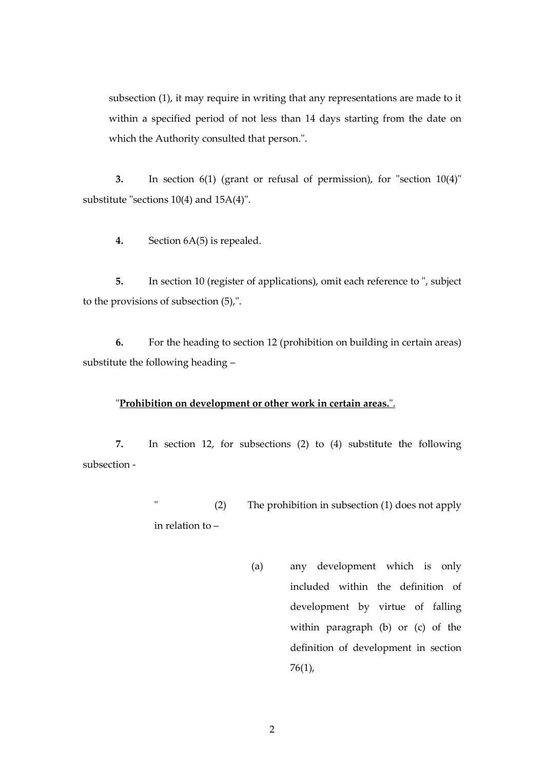subsection (1), it may require in writing that any representations are made to it within a specified period of not less than 14 days starting from the date on which the Authority consulted that person.".

**3.** In section 6(1) (grant or refusal of permission), for "section 10(4)" substitute "sections 10(4) and 15A(4)".

**4.** Section 6A(5) is repealed.

**5.** In section 10 (register of applications), omit each reference to ", subject to the provisions of subsection (5),".

**6.** For the heading to section 12 (prohibition on building in certain areas) substitute the following heading –

"**<u>Prohibition on development or other work in certain areas.</u>**".

**7.** In section 12, for subsections (2) to (4) substitute the following subsection -

> " (2) The prohibition in subsection (1) does not apply in relation to –
>
> > (a) any development which is only included within the definition of development by virtue of falling within paragraph (b) or (c) of the definition of development in section 76(1),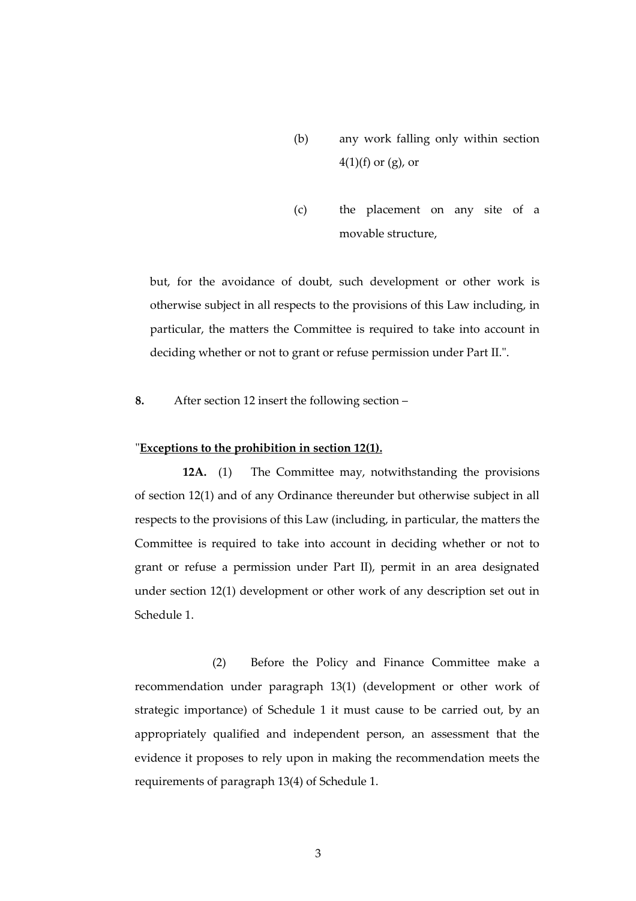(b) any work falling only within section 4(1)(f) or (g), or

(c) the placement on any site of a movable structure,

but, for the avoidance of doubt, such development or other work is otherwise subject in all respects to the provisions of this Law including, in particular, the matters the Committee is required to take into account in deciding whether or not to grant or refuse permission under Part II.".

**8.** After section 12 insert the following section –

"**<u>Exceptions to the prohibition in section 12(1).</u>**

**12A.** (1) The Committee may, notwithstanding the provisions of section 12(1) and of any Ordinance thereunder but otherwise subject in all respects to the provisions of this Law (including, in particular, the matters the Committee is required to take into account in deciding whether or not to grant or refuse a permission under Part II), permit in an area designated under section 12(1) development or other work of any description set out in Schedule 1.

(2) Before the Policy and Finance Committee make a recommendation under paragraph 13(1) (development or other work of strategic importance) of Schedule 1 it must cause to be carried out, by an appropriately qualified and independent person, an assessment that the evidence it proposes to rely upon in making the recommendation meets the requirements of paragraph 13(4) of Schedule 1.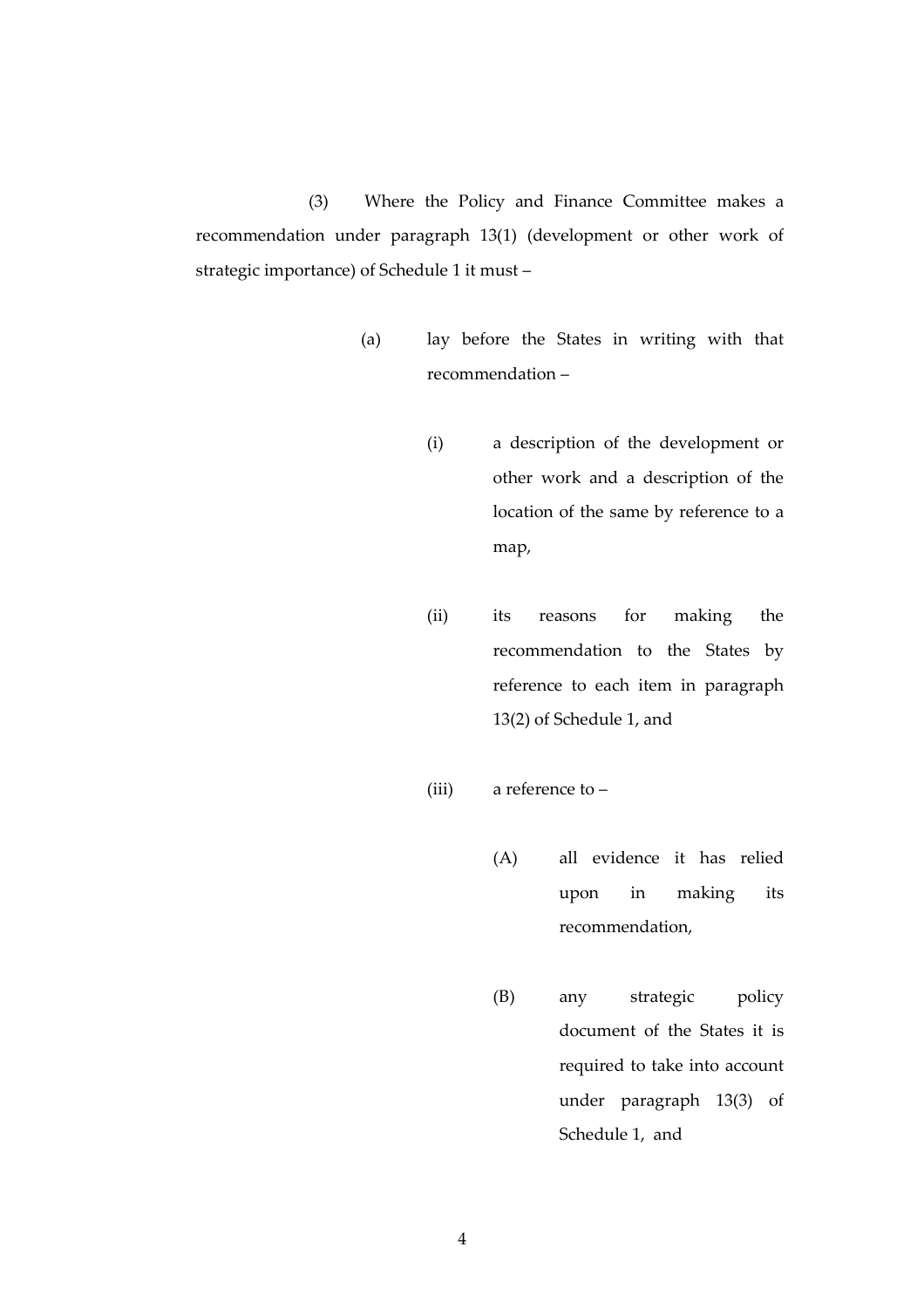(3) Where the Policy and Finance Committee makes a recommendation under paragraph 13(1) (development or other work of strategic importance) of Schedule 1 it must –

(a) lay before the States in writing with that recommendation –

(i) a description of the development or other work and a description of the location of the same by reference to a map,

(ii) its reasons for making the recommendation to the States by reference to each item in paragraph 13(2) of Schedule 1, and

(iii) a reference to –

(A) all evidence it has relied upon in making its recommendation,

(B) any strategic policy document of the States it is required to take into account under paragraph 13(3) of Schedule 1, and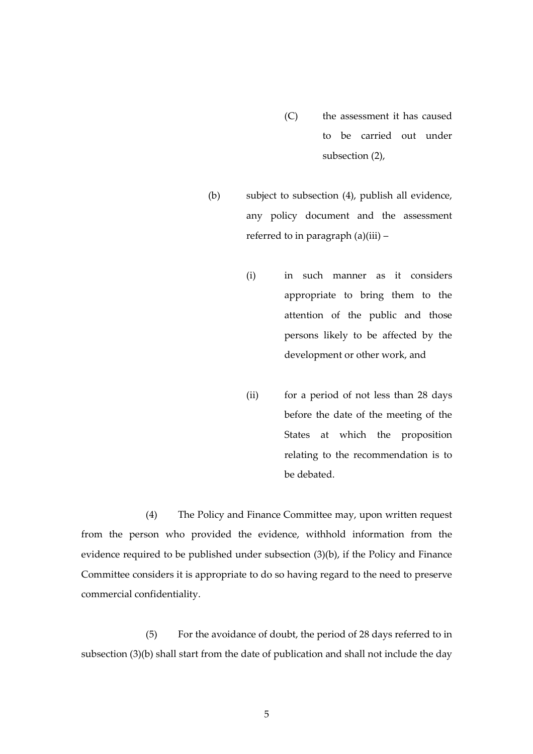(C) the assessment it has caused to be carried out under subsection (2),

(b) subject to subsection (4), publish all evidence, any policy document and the assessment referred to in paragraph (a)(iii) –

(i) in such manner as it considers appropriate to bring them to the attention of the public and those persons likely to be affected by the development or other work, and

(ii) for a period of not less than 28 days before the date of the meeting of the States at which the proposition relating to the recommendation is to be debated.

(4) The Policy and Finance Committee may, upon written request from the person who provided the evidence, withhold information from the evidence required to be published under subsection (3)(b), if the Policy and Finance Committee considers it is appropriate to do so having regard to the need to preserve commercial confidentiality.

(5) For the avoidance of doubt, the period of 28 days referred to in subsection (3)(b) shall start from the date of publication and shall not include the day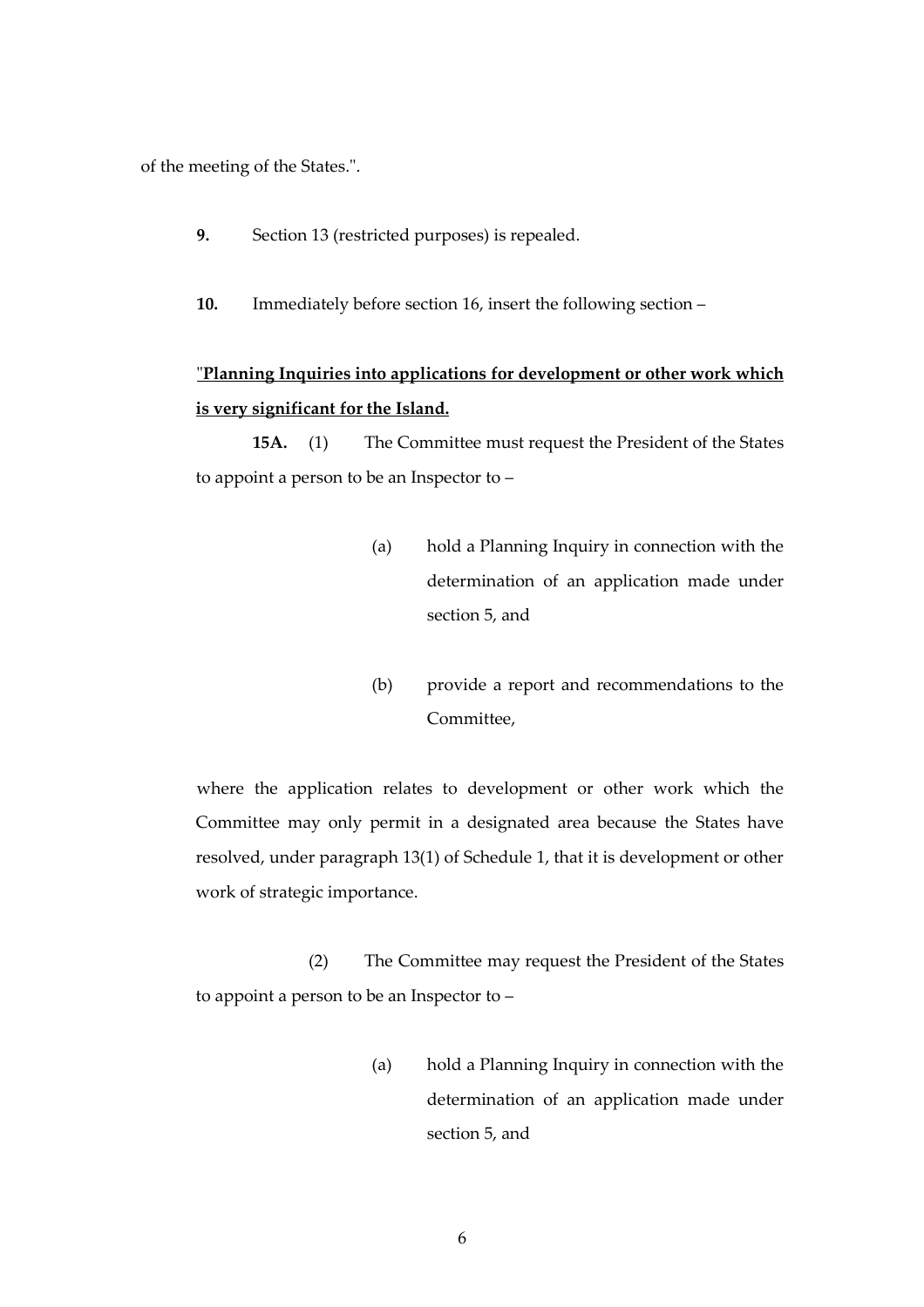of the meeting of the States.".

**9.** Section 13 (restricted purposes) is repealed.

**10.** Immediately before section 16, insert the following section –

"**<u>Planning Inquiries into applications for development or other work which is very significant for the Island.</u>**

**15A.** (1) The Committee must request the President of the States to appoint a person to be an Inspector to –

(a) hold a Planning Inquiry in connection with the determination of an application made under section 5, and

(b) provide a report and recommendations to the Committee,

where the application relates to development or other work which the Committee may only permit in a designated area because the States have resolved, under paragraph 13(1) of Schedule 1, that it is development or other work of strategic importance.

(2) The Committee may request the President of the States to appoint a person to be an Inspector to –

(a) hold a Planning Inquiry in connection with the determination of an application made under section 5, and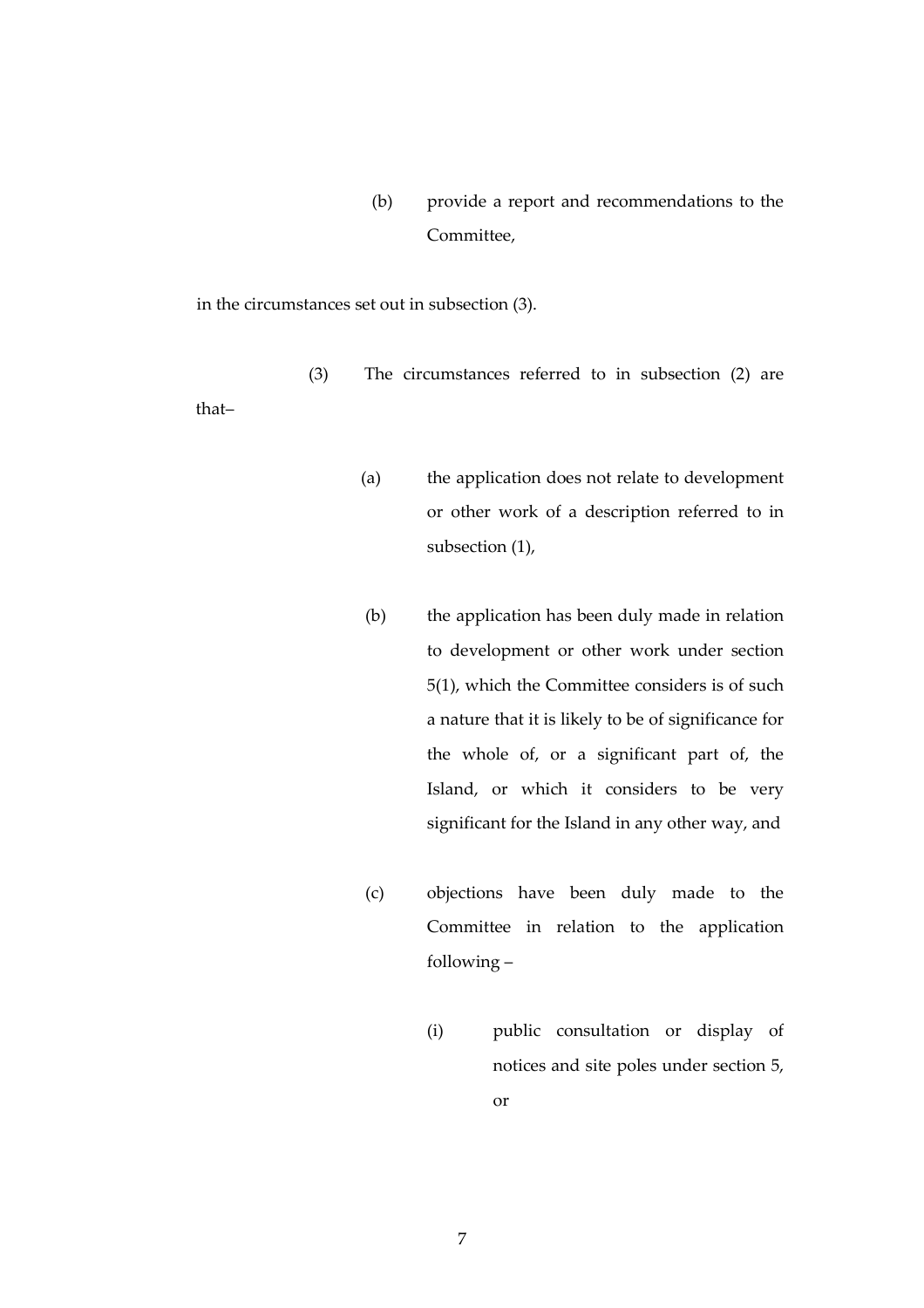(b) provide a report and recommendations to the Committee,

in the circumstances set out in subsection (3).

(3) The circumstances referred to in subsection (2) are that–

(a) the application does not relate to development or other work of a description referred to in subsection (1),

(b) the application has been duly made in relation to development or other work under section 5(1), which the Committee considers is of such a nature that it is likely to be of significance for the whole of, or a significant part of, the Island, or which it considers to be very significant for the Island in any other way, and

(c) objections have been duly made to the Committee in relation to the application following –

(i) public consultation or display of notices and site poles under section 5, or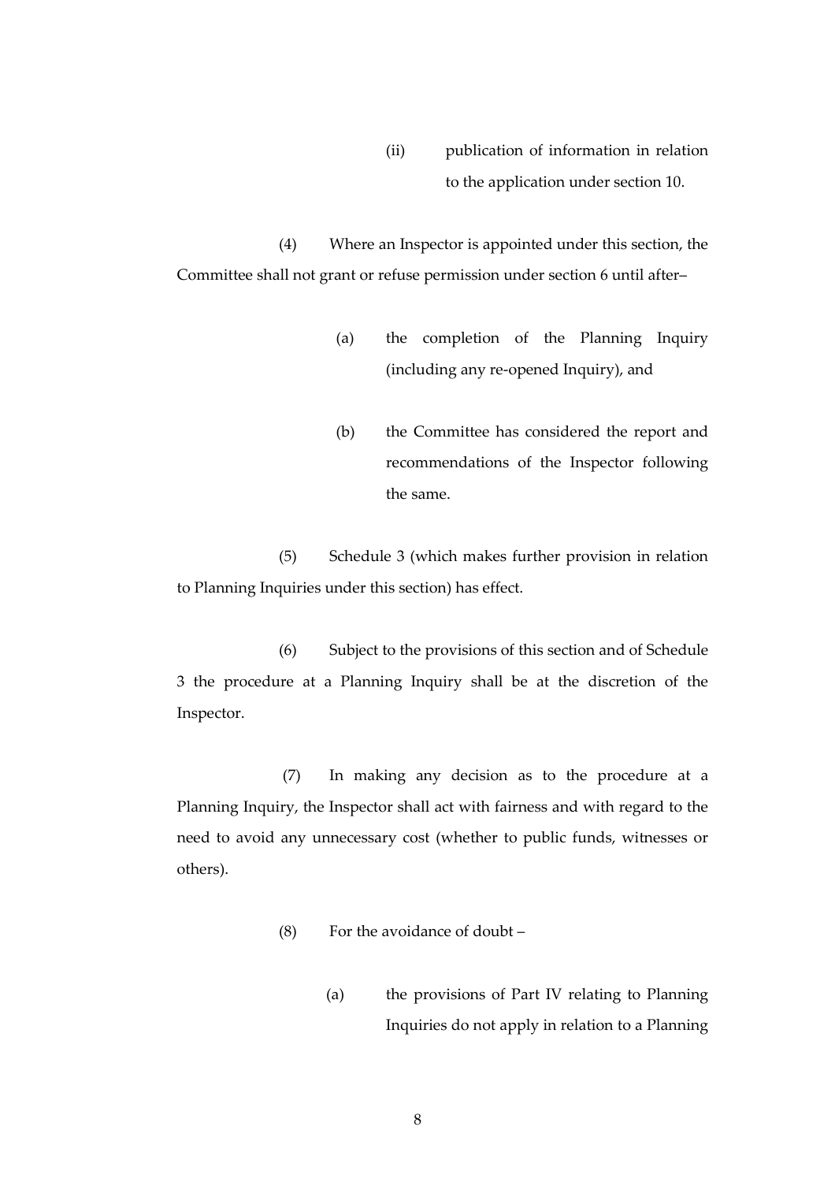(ii) publication of information in relation to the application under section 10.

(4) Where an Inspector is appointed under this section, the Committee shall not grant or refuse permission under section 6 until after–

(a) the completion of the Planning Inquiry (including any re-opened Inquiry), and

(b) the Committee has considered the report and recommendations of the Inspector following the same.

(5) Schedule 3 (which makes further provision in relation to Planning Inquiries under this section) has effect.

(6) Subject to the provisions of this section and of Schedule 3 the procedure at a Planning Inquiry shall be at the discretion of the Inspector.

(7) In making any decision as to the procedure at a Planning Inquiry, the Inspector shall act with fairness and with regard to the need to avoid any unnecessary cost (whether to public funds, witnesses or others).

(8) For the avoidance of doubt –

(a) the provisions of Part IV relating to Planning Inquiries do not apply in relation to a Planning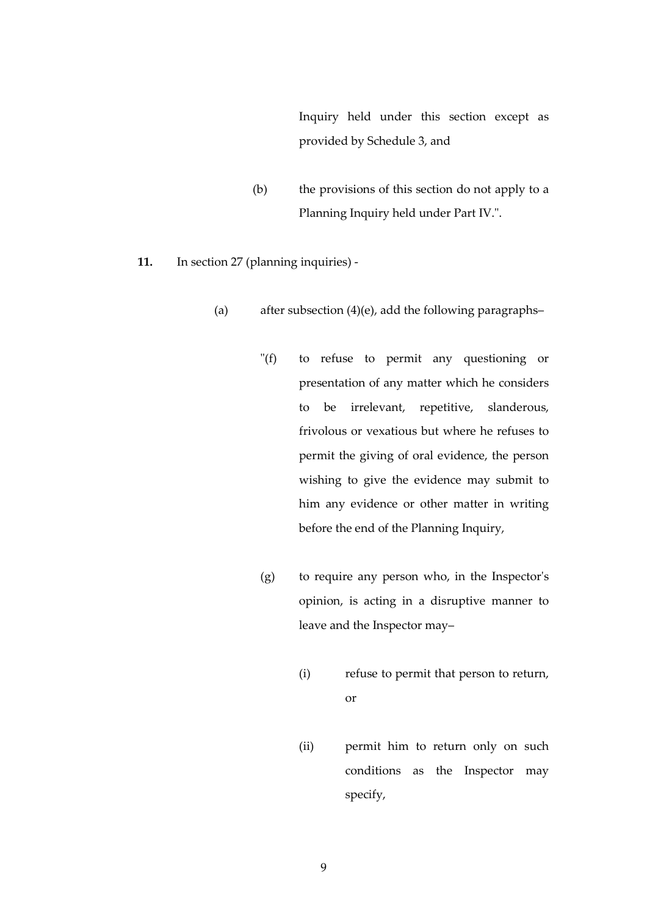Inquiry held under this section except as provided by Schedule 3, and

(b) the provisions of this section do not apply to a Planning Inquiry held under Part IV.".

**11.** In section 27 (planning inquiries) -

(a) after subsection (4)(e), add the following paragraphs–

"(f) to refuse to permit any questioning or presentation of any matter which he considers to be irrelevant, repetitive, slanderous, frivolous or vexatious but where he refuses to permit the giving of oral evidence, the person wishing to give the evidence may submit to him any evidence or other matter in writing before the end of the Planning Inquiry,

(g) to require any person who, in the Inspector's opinion, is acting in a disruptive manner to leave and the Inspector may–

(i) refuse to permit that person to return, or

(ii) permit him to return only on such conditions as the Inspector may specify,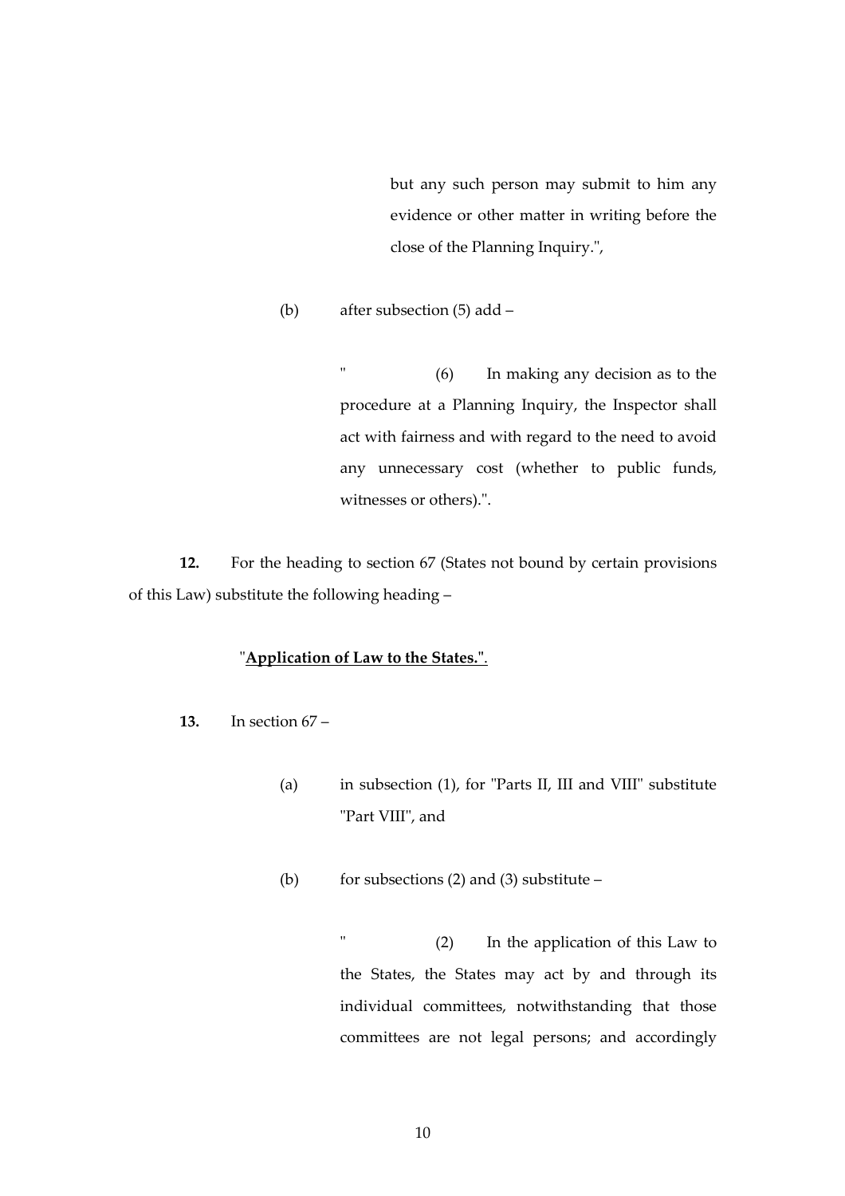but any such person may submit to him any evidence or other matter in writing before the close of the Planning Inquiry.",

(b) after subsection (5) add –

" (6) In making any decision as to the procedure at a Planning Inquiry, the Inspector shall act with fairness and with regard to the need to avoid any unnecessary cost (whether to public funds, witnesses or others).".

**12.** For the heading to section 67 (States not bound by certain provisions of this Law) substitute the following heading –

"**Application of Law to the States.**".

**13.** In section 67 –

(a) in subsection (1), for "Parts II, III and VIII" substitute "Part VIII", and

(b) for subsections (2) and (3) substitute –

" (2) In the application of this Law to the States, the States may act by and through its individual committees, notwithstanding that those committees are not legal persons; and accordingly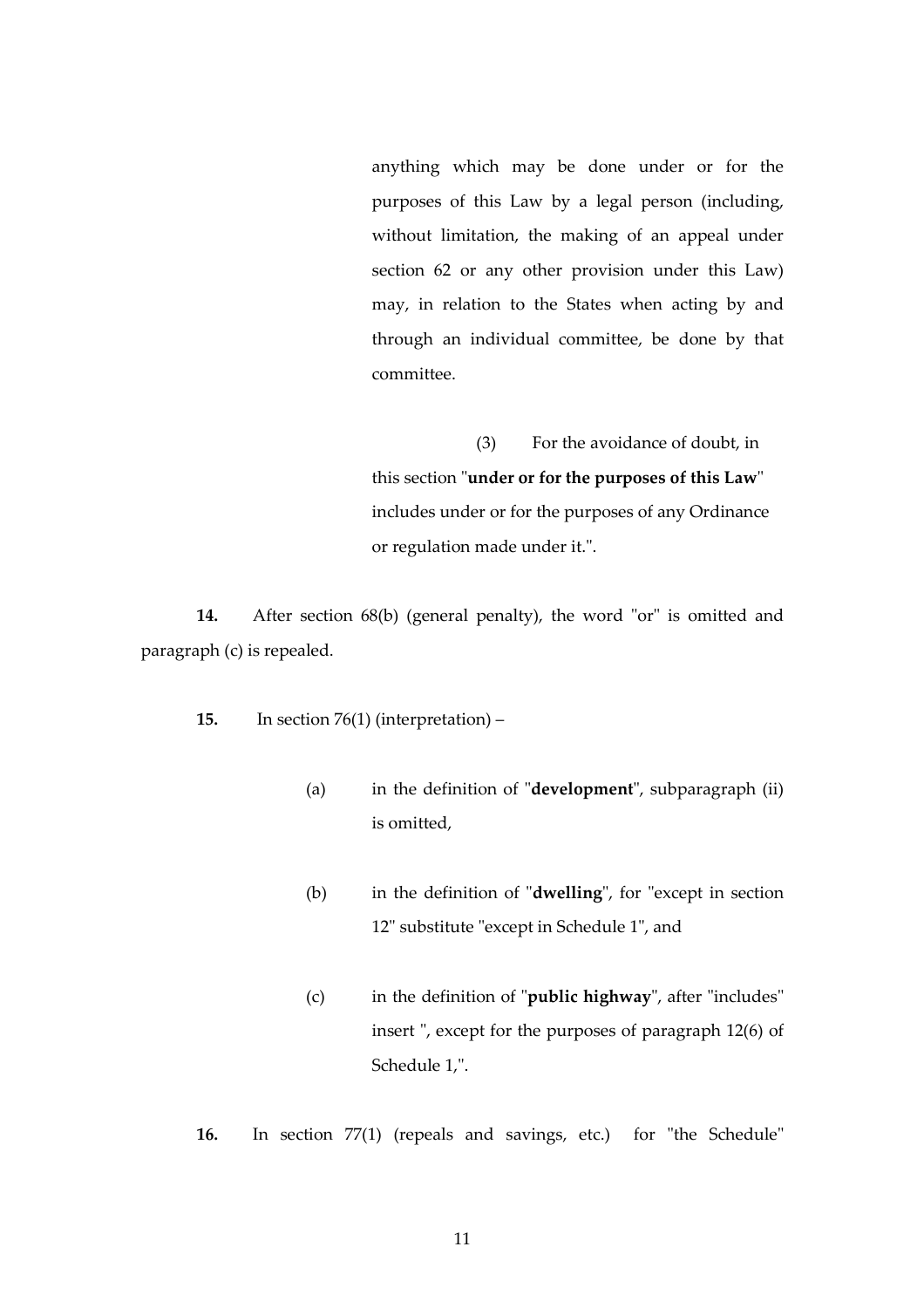anything which may be done under or for the purposes of this Law by a legal person (including, without limitation, the making of an appeal under section 62 or any other provision under this Law) may, in relation to the States when acting by and through an individual committee, be done by that committee.

(3) For the avoidance of doubt, in this section "**under or for the purposes of this Law**" includes under or for the purposes of any Ordinance or regulation made under it.".

**14.** After section 68(b) (general penalty), the word "or" is omitted and paragraph (c) is repealed.

**15.** In section 76(1) (interpretation) –

(a) in the definition of "**development**", subparagraph (ii) is omitted,

(b) in the definition of "**dwelling**", for "except in section 12" substitute "except in Schedule 1", and

(c) in the definition of "**public highway**", after "includes" insert ", except for the purposes of paragraph 12(6) of Schedule 1,".

**16.** In section 77(1) (repeals and savings, etc.) for "the Schedule"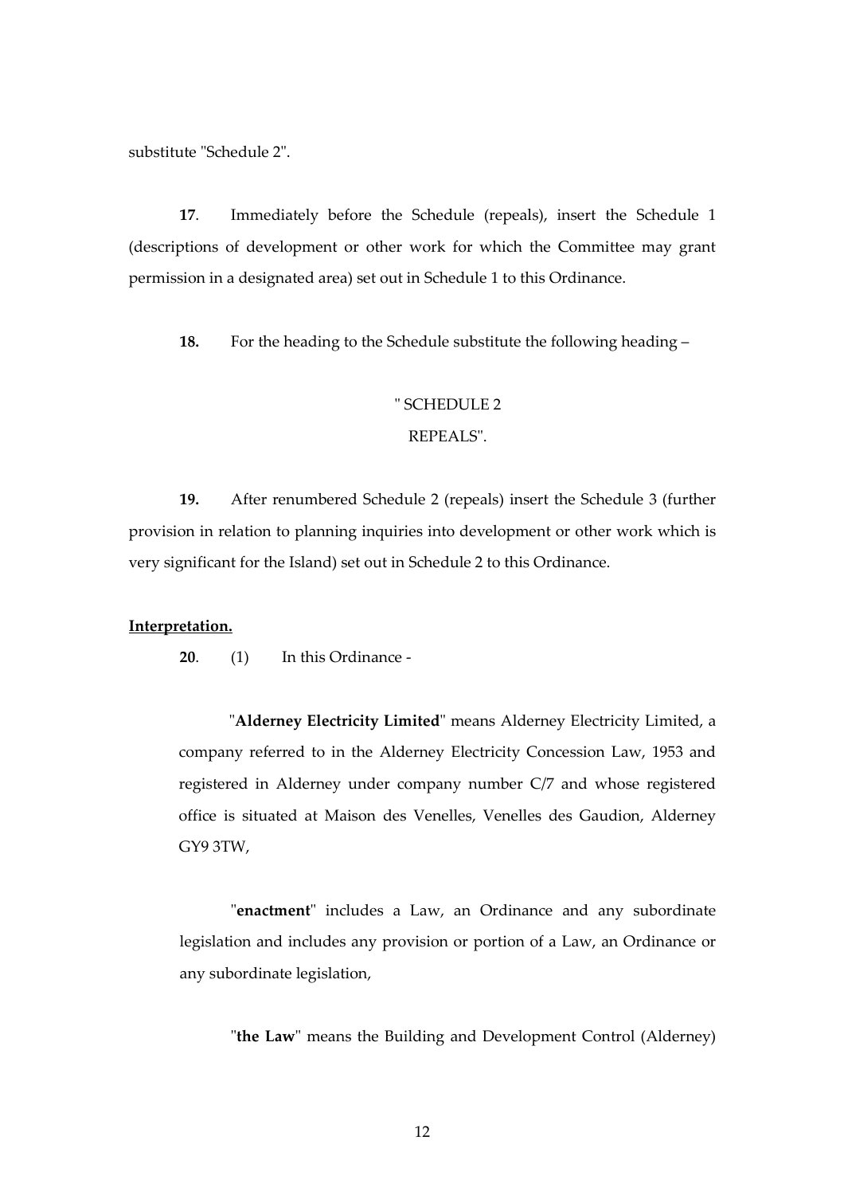substitute "Schedule 2".

**17**. Immediately before the Schedule (repeals), insert the Schedule 1 (descriptions of development or other work for which the Committee may grant permission in a designated area) set out in Schedule 1 to this Ordinance.

**18.** For the heading to the Schedule substitute the following heading –

" SCHEDULE 2

REPEALS".

**19.** After renumbered Schedule 2 (repeals) insert the Schedule 3 (further provision in relation to planning inquiries into development or other work which is very significant for the Island) set out in Schedule 2 to this Ordinance.

**Interpretation.**

**20**. (1) In this Ordinance -

"**Alderney Electricity Limited**" means Alderney Electricity Limited, a company referred to in the Alderney Electricity Concession Law, 1953 and registered in Alderney under company number C/7 and whose registered office is situated at Maison des Venelles, Venelles des Gaudion, Alderney GY9 3TW,

"**enactment**" includes a Law, an Ordinance and any subordinate legislation and includes any provision or portion of a Law, an Ordinance or any subordinate legislation,

"**the Law**" means the Building and Development Control (Alderney)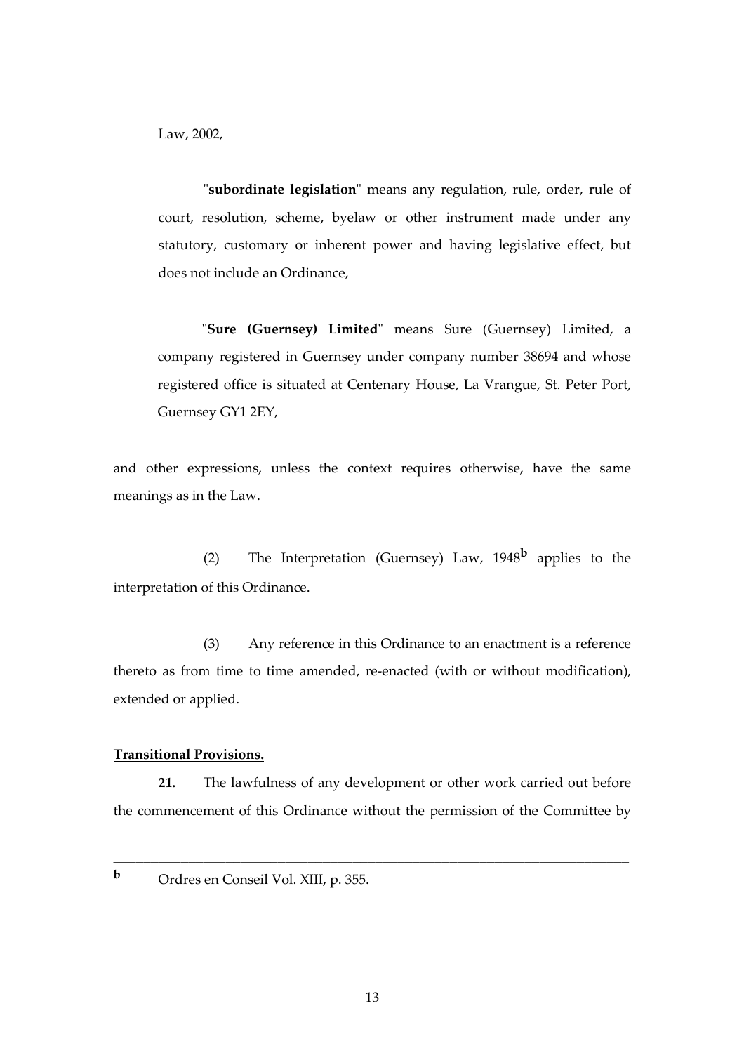Law, 2002,

"**subordinate legislation**" means any regulation, rule, order, rule of court, resolution, scheme, byelaw or other instrument made under any statutory, customary or inherent power and having legislative effect, but does not include an Ordinance,

"**Sure (Guernsey) Limited**" means Sure (Guernsey) Limited, a company registered in Guernsey under company number 38694 and whose registered office is situated at Centenary House, La Vrangue, St. Peter Port, Guernsey GY1 2EY,

and other expressions, unless the context requires otherwise, have the same meanings as in the Law.

(2) The Interpretation (Guernsey) Law, 1948[b] applies to the interpretation of this Ordinance.

(3) Any reference in this Ordinance to an enactment is a reference thereto as from time to time amended, re-enacted (with or without modification), extended or applied.

**Transitional Provisions.**

**21.** The lawfulness of any development or other work carried out before the commencement of this Ordinance without the permission of the Committee by

---

[b] Ordres en Conseil Vol. XIII, p. 355.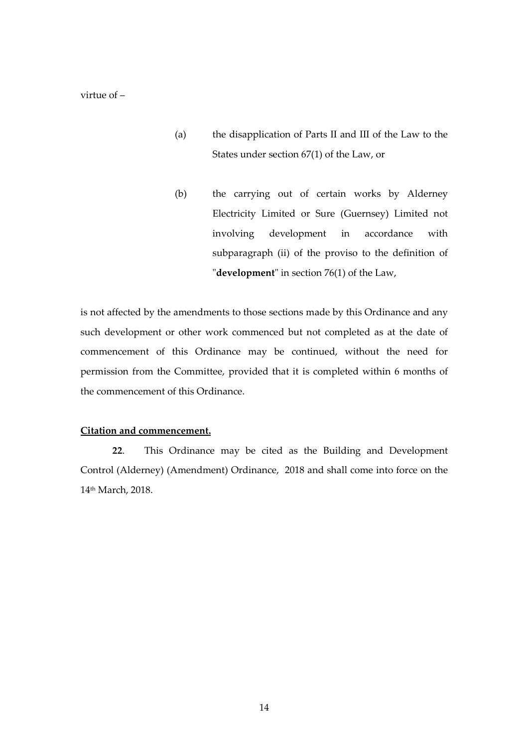virtue of –

(a) the disapplication of Parts II and III of the Law to the States under section 67(1) of the Law, or

(b) the carrying out of certain works by Alderney Electricity Limited or Sure (Guernsey) Limited not involving development in accordance with subparagraph (ii) of the proviso to the definition of "**development**" in section 76(1) of the Law,

is not affected by the amendments to those sections made by this Ordinance and any such development or other work commenced but not completed as at the date of commencement of this Ordinance may be continued, without the need for permission from the Committee, provided that it is completed within 6 months of the commencement of this Ordinance.

**Citation and commencement.**

**22**. This Ordinance may be cited as the Building and Development Control (Alderney) (Amendment) Ordinance, 2018 and shall come into force on the 14th March, 2018.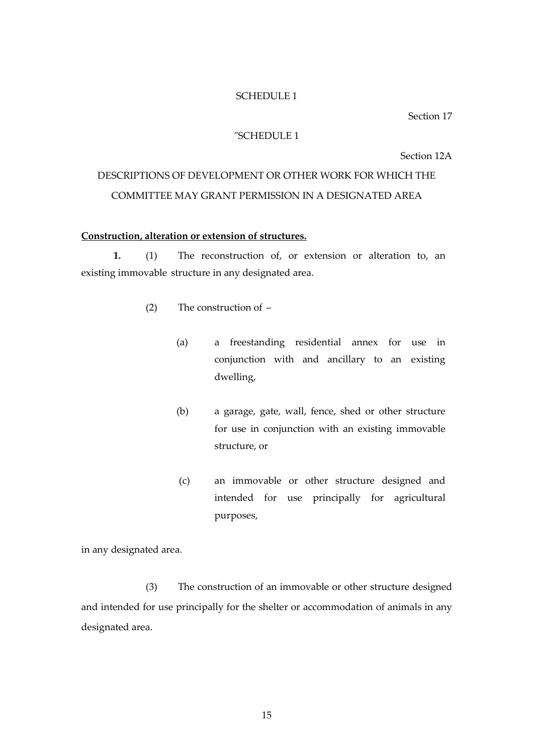SCHEDULE 1

Section 17

"SCHEDULE 1

Section 12A

DESCRIPTIONS OF DEVELOPMENT OR OTHER WORK FOR WHICH THE COMMITTEE MAY GRANT PERMISSION IN A DESIGNATED AREA

**Construction, alteration or extension of structures.**

**1.** (1) The reconstruction of, or extension or alteration to, an existing immovable structure in any designated area.

(2) The construction of –

(a) a freestanding residential annex for use in conjunction with and ancillary to an existing dwelling,

(b) a garage, gate, wall, fence, shed or other structure for use in conjunction with an existing immovable structure, or

(c) an immovable or other structure designed and intended for use principally for agricultural purposes,

in any designated area.

(3) The construction of an immovable or other structure designed and intended for use principally for the shelter or accommodation of animals in any designated area.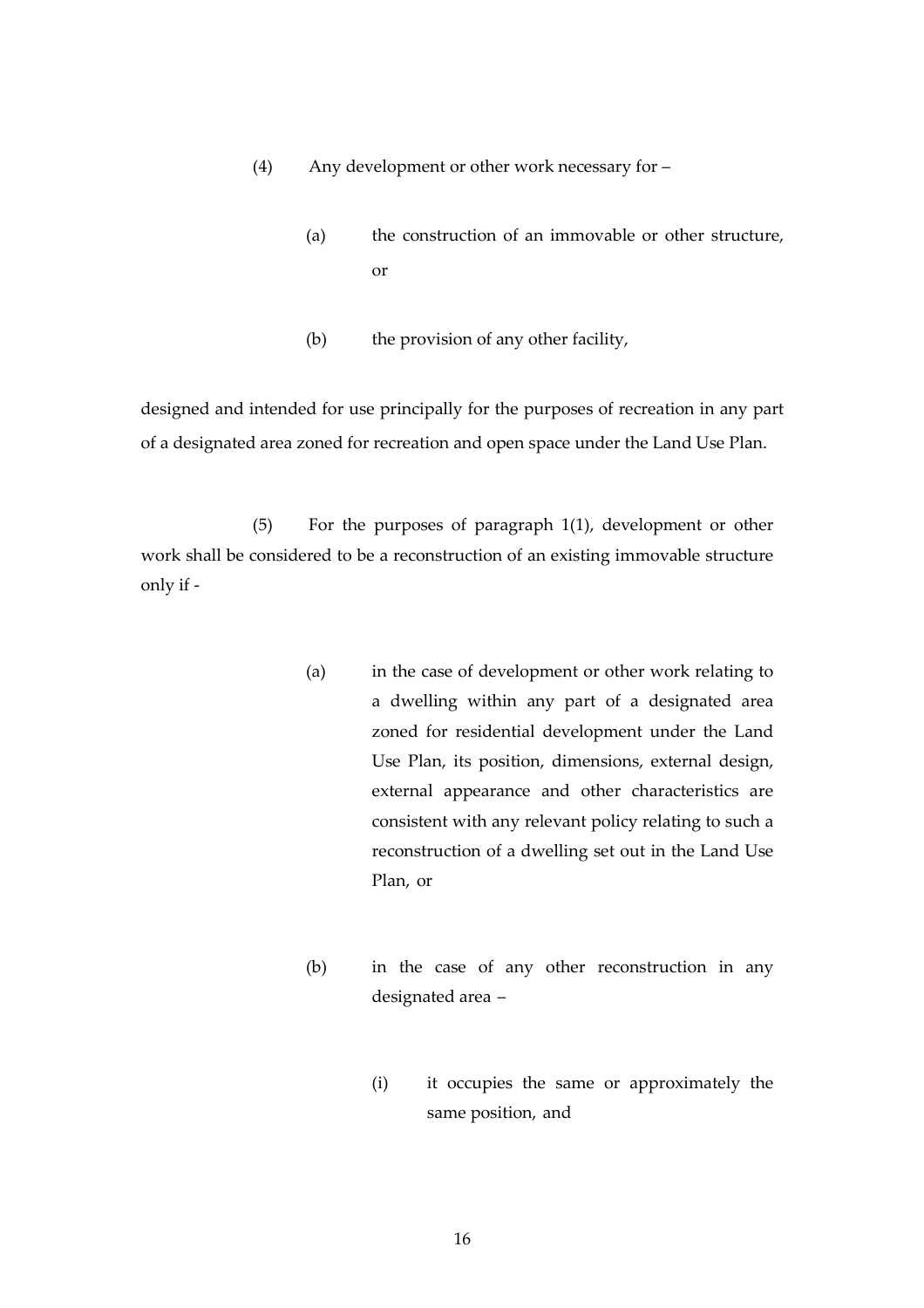(4) Any development or other work necessary for –

(a) the construction of an immovable or other structure, or

(b) the provision of any other facility,

designed and intended for use principally for the purposes of recreation in any part of a designated area zoned for recreation and open space under the Land Use Plan.

(5) For the purposes of paragraph 1(1), development or other work shall be considered to be a reconstruction of an existing immovable structure only if -

(a) in the case of development or other work relating to a dwelling within any part of a designated area zoned for residential development under the Land Use Plan, its position, dimensions, external design, external appearance and other characteristics are consistent with any relevant policy relating to such a reconstruction of a dwelling set out in the Land Use Plan, or

(b) in the case of any other reconstruction in any designated area –

(i) it occupies the same or approximately the same position, and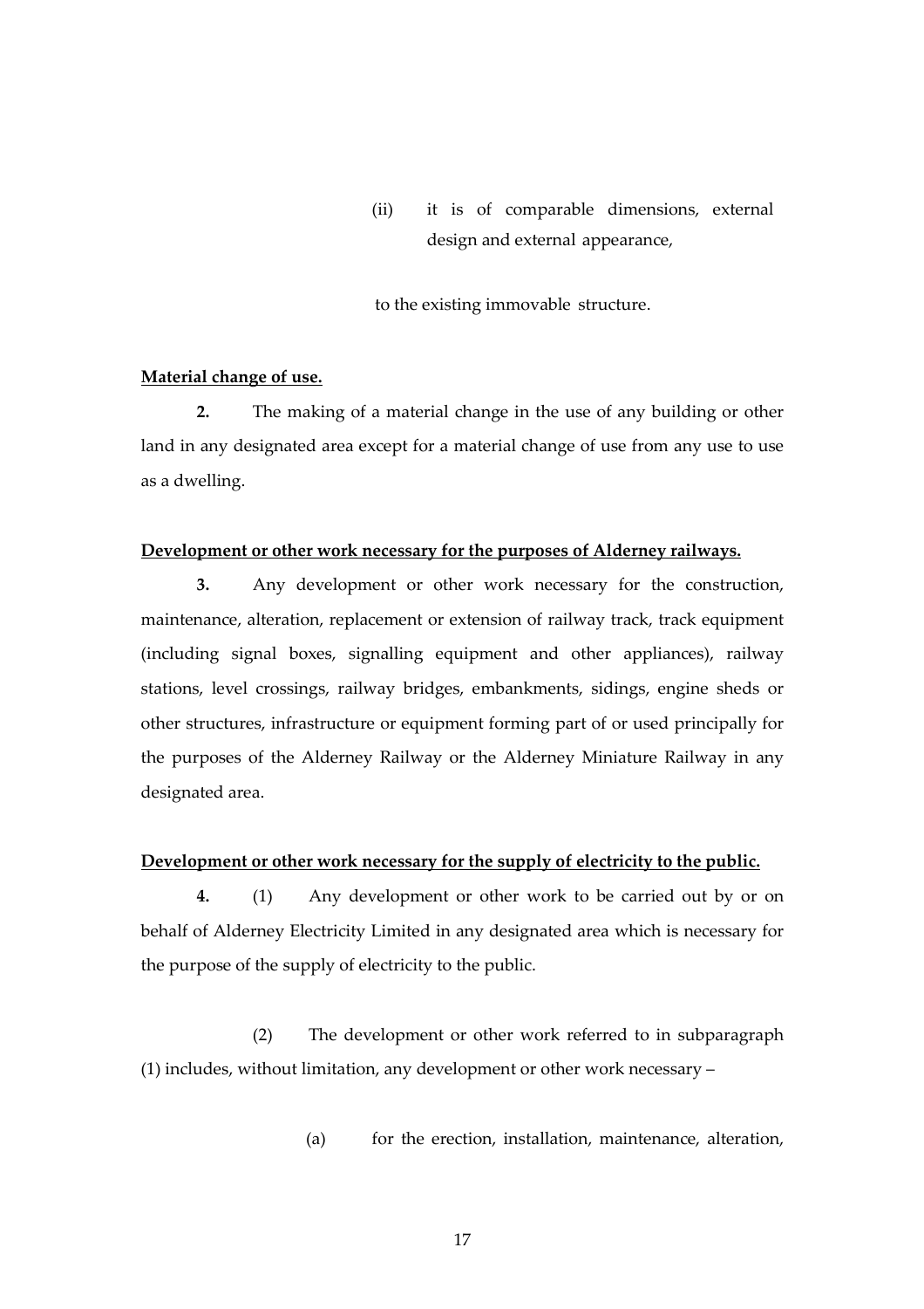(ii) it is of comparable dimensions, external design and external appearance,

to the existing immovable structure.

**Material change of use.**

**2.** The making of a material change in the use of any building or other land in any designated area except for a material change of use from any use to use as a dwelling.

**Development or other work necessary for the purposes of Alderney railways.**

**3.** Any development or other work necessary for the construction, maintenance, alteration, replacement or extension of railway track, track equipment (including signal boxes, signalling equipment and other appliances), railway stations, level crossings, railway bridges, embankments, sidings, engine sheds or other structures, infrastructure or equipment forming part of or used principally for the purposes of the Alderney Railway or the Alderney Miniature Railway in any designated area.

**Development or other work necessary for the supply of electricity to the public.**

**4.** (1) Any development or other work to be carried out by or on behalf of Alderney Electricity Limited in any designated area which is necessary for the purpose of the supply of electricity to the public.

(2) The development or other work referred to in subparagraph (1) includes, without limitation, any development or other work necessary –

(a) for the erection, installation, maintenance, alteration,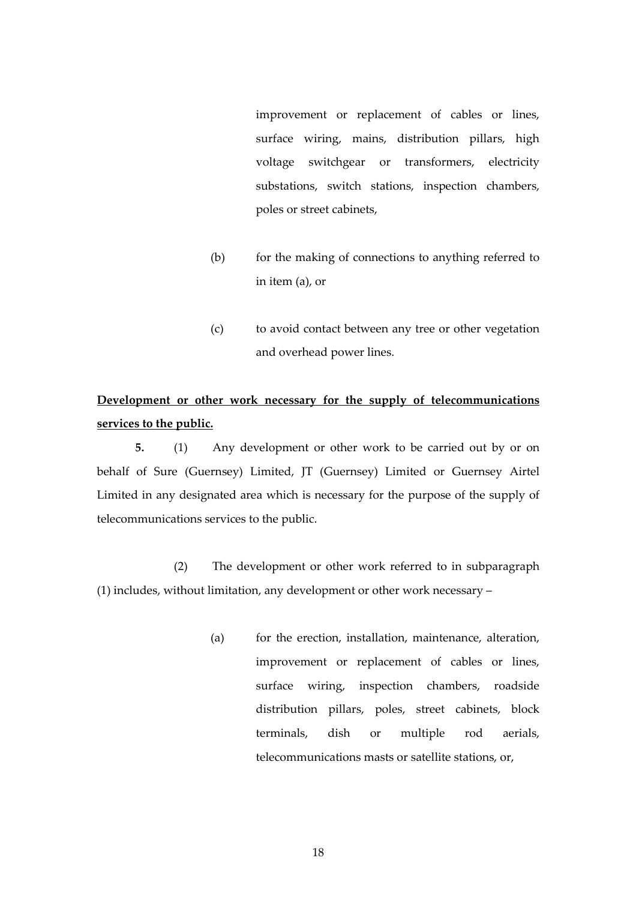improvement or replacement of cables or lines, surface wiring, mains, distribution pillars, high voltage switchgear or transformers, electricity substations, switch stations, inspection chambers, poles or street cabinets,

(b) for the making of connections to anything referred to in item (a), or

(c) to avoid contact between any tree or other vegetation and overhead power lines.

**Development or other work necessary for the supply of telecommunications services to the public.**

**5.** (1) Any development or other work to be carried out by or on behalf of Sure (Guernsey) Limited, JT (Guernsey) Limited or Guernsey Airtel Limited in any designated area which is necessary for the purpose of the supply of telecommunications services to the public.

(2) The development or other work referred to in subparagraph (1) includes, without limitation, any development or other work necessary –

(a) for the erection, installation, maintenance, alteration, improvement or replacement of cables or lines, surface wiring, inspection chambers, roadside distribution pillars, poles, street cabinets, block terminals, dish or multiple rod aerials, telecommunications masts or satellite stations, or,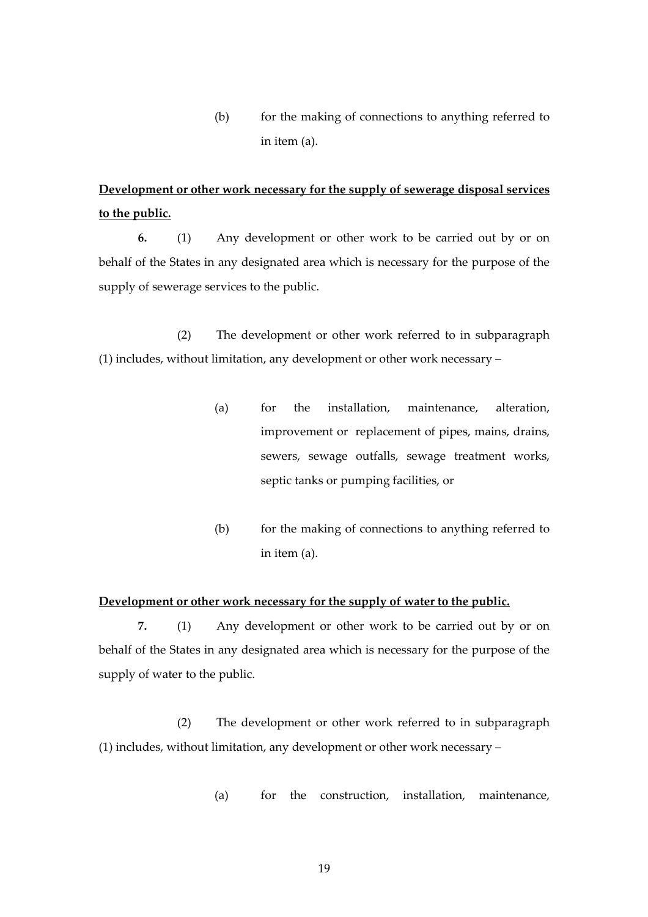(b) for the making of connections to anything referred to in item (a).

**<u>Development or other work necessary for the supply of sewerage disposal services to the public.</u>**

**6.** (1) Any development or other work to be carried out by or on behalf of the States in any designated area which is necessary for the purpose of the supply of sewerage services to the public.

(2) The development or other work referred to in subparagraph (1) includes, without limitation, any development or other work necessary –

(a) for the installation, maintenance, alteration, improvement or replacement of pipes, mains, drains, sewers, sewage outfalls, sewage treatment works, septic tanks or pumping facilities, or

(b) for the making of connections to anything referred to in item (a).

**<u>Development or other work necessary for the supply of water to the public.</u>**

**7.** (1) Any development or other work to be carried out by or on behalf of the States in any designated area which is necessary for the purpose of the supply of water to the public.

(2) The development or other work referred to in subparagraph (1) includes, without limitation, any development or other work necessary –

(a) for the construction, installation, maintenance,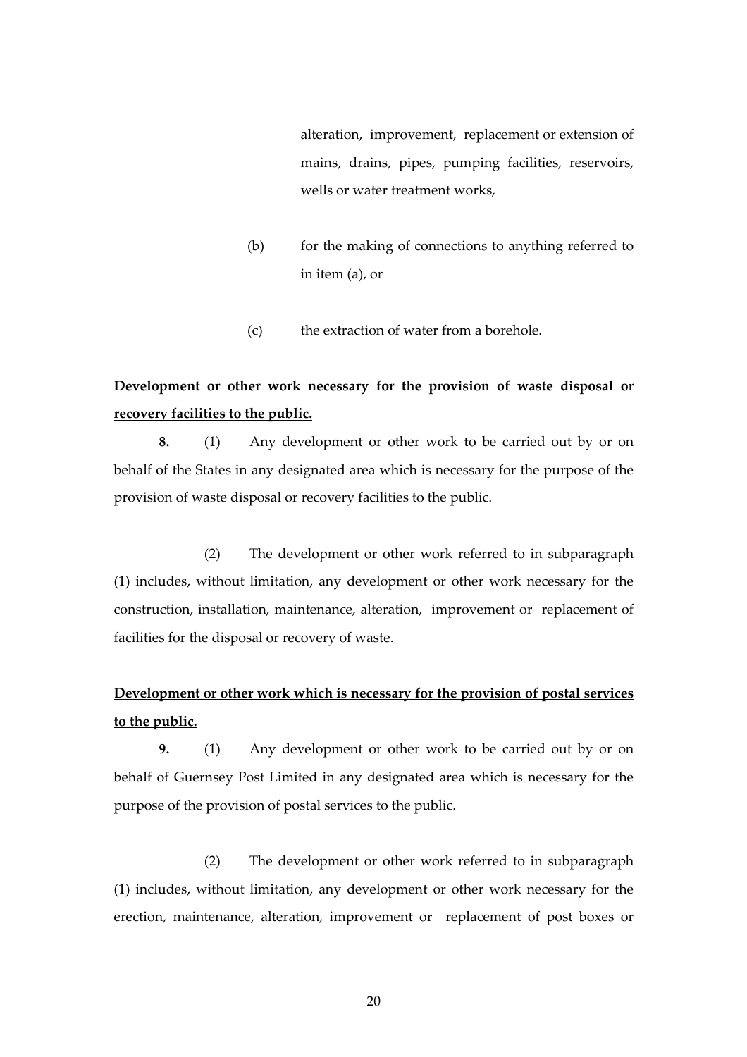alteration, improvement, replacement or extension of mains, drains, pipes, pumping facilities, reservoirs, wells or water treatment works,

(b) for the making of connections to anything referred to in item (a), or

(c) the extraction of water from a borehole.

**Development or other work necessary for the provision of waste disposal or recovery facilities to the public.**

**8.** (1) Any development or other work to be carried out by or on behalf of the States in any designated area which is necessary for the purpose of the provision of waste disposal or recovery facilities to the public.

(2) The development or other work referred to in subparagraph (1) includes, without limitation, any development or other work necessary for the construction, installation, maintenance, alteration, improvement or replacement of facilities for the disposal or recovery of waste.

**Development or other work which is necessary for the provision of postal services to the public.**

**9.** (1) Any development or other work to be carried out by or on behalf of Guernsey Post Limited in any designated area which is necessary for the purpose of the provision of postal services to the public.

(2) The development or other work referred to in subparagraph (1) includes, without limitation, any development or other work necessary for the erection, maintenance, alteration, improvement or replacement of post boxes or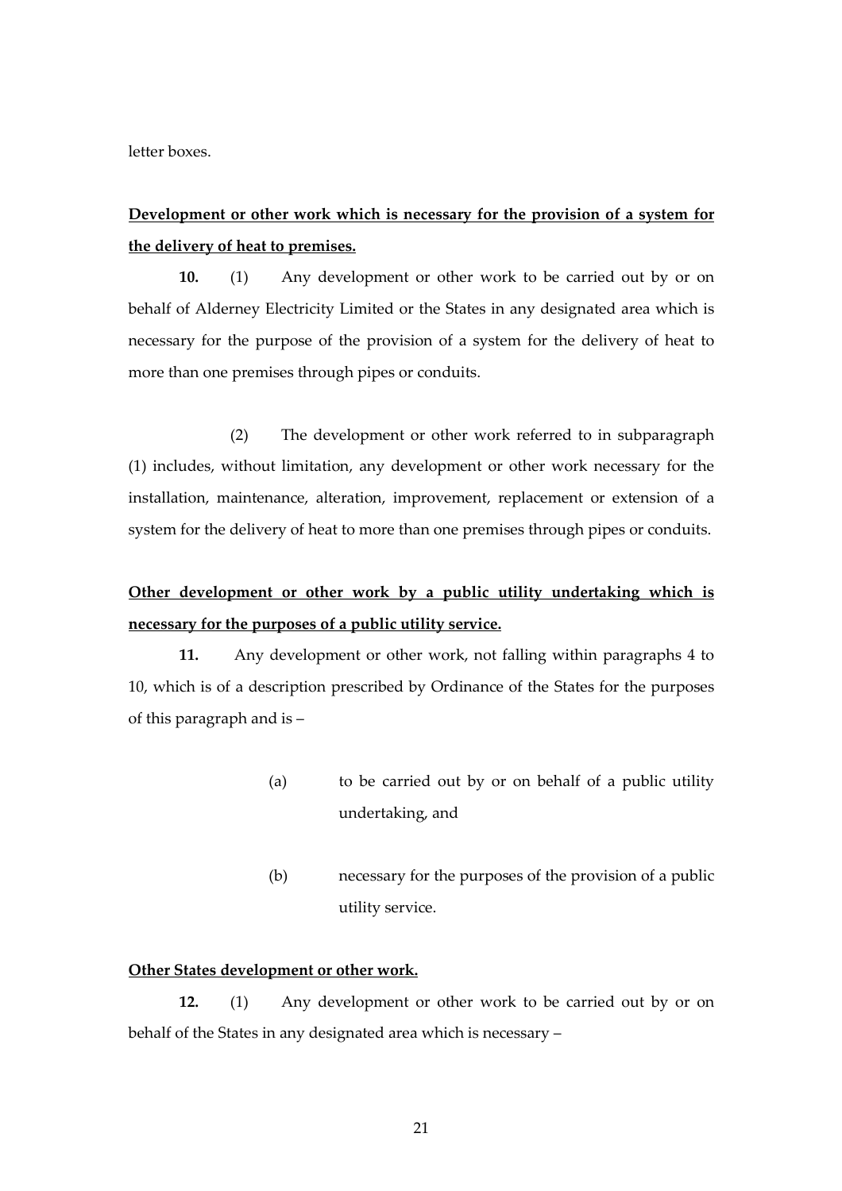letter boxes.

**Development or other work which is necessary for the provision of a system for the delivery of heat to premises.**

**10.** (1) Any development or other work to be carried out by or on behalf of Alderney Electricity Limited or the States in any designated area which is necessary for the purpose of the provision of a system for the delivery of heat to more than one premises through pipes or conduits.

(2) The development or other work referred to in subparagraph (1) includes, without limitation, any development or other work necessary for the installation, maintenance, alteration, improvement, replacement or extension of a system for the delivery of heat to more than one premises through pipes or conduits.

**Other development or other work by a public utility undertaking which is necessary for the purposes of a public utility service.**

**11.** Any development or other work, not falling within paragraphs 4 to 10, which is of a description prescribed by Ordinance of the States for the purposes of this paragraph and is –

(a) to be carried out by or on behalf of a public utility undertaking, and

(b) necessary for the purposes of the provision of a public utility service.

**Other States development or other work.**

**12.** (1) Any development or other work to be carried out by or on behalf of the States in any designated area which is necessary –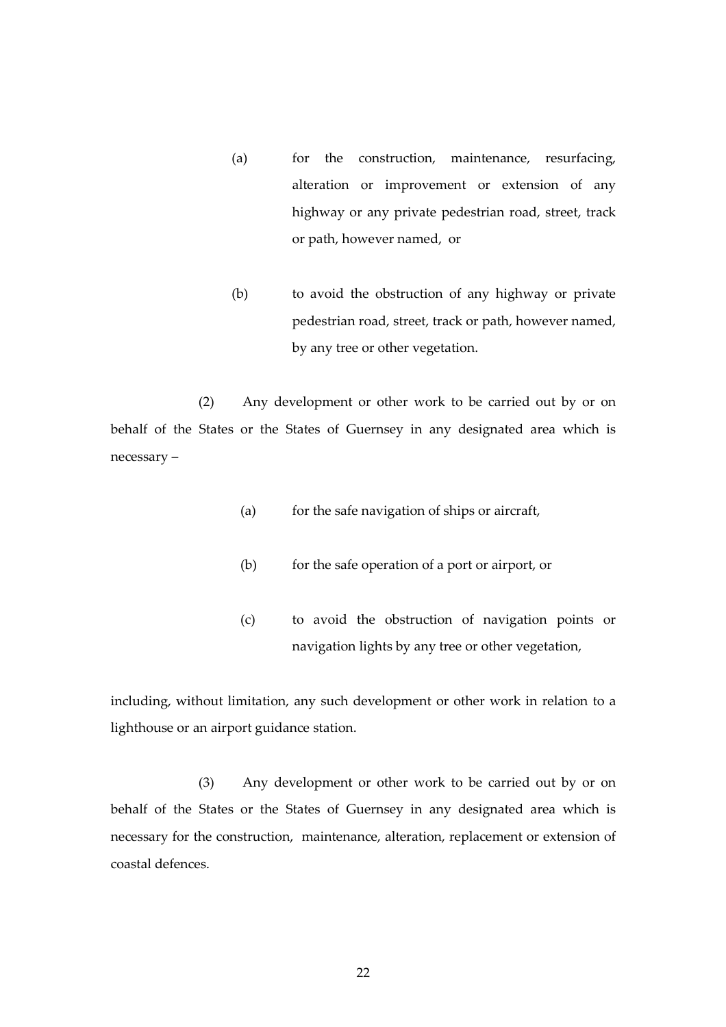(a) for the construction, maintenance, resurfacing, alteration or improvement or extension of any highway or any private pedestrian road, street, track or path, however named, or

(b) to avoid the obstruction of any highway or private pedestrian road, street, track or path, however named, by any tree or other vegetation.

(2) Any development or other work to be carried out by or on behalf of the States or the States of Guernsey in any designated area which is necessary –

(a) for the safe navigation of ships or aircraft,

(b) for the safe operation of a port or airport, or

(c) to avoid the obstruction of navigation points or navigation lights by any tree or other vegetation,

including, without limitation, any such development or other work in relation to a lighthouse or an airport guidance station.

(3) Any development or other work to be carried out by or on behalf of the States or the States of Guernsey in any designated area which is necessary for the construction, maintenance, alteration, replacement or extension of coastal defences.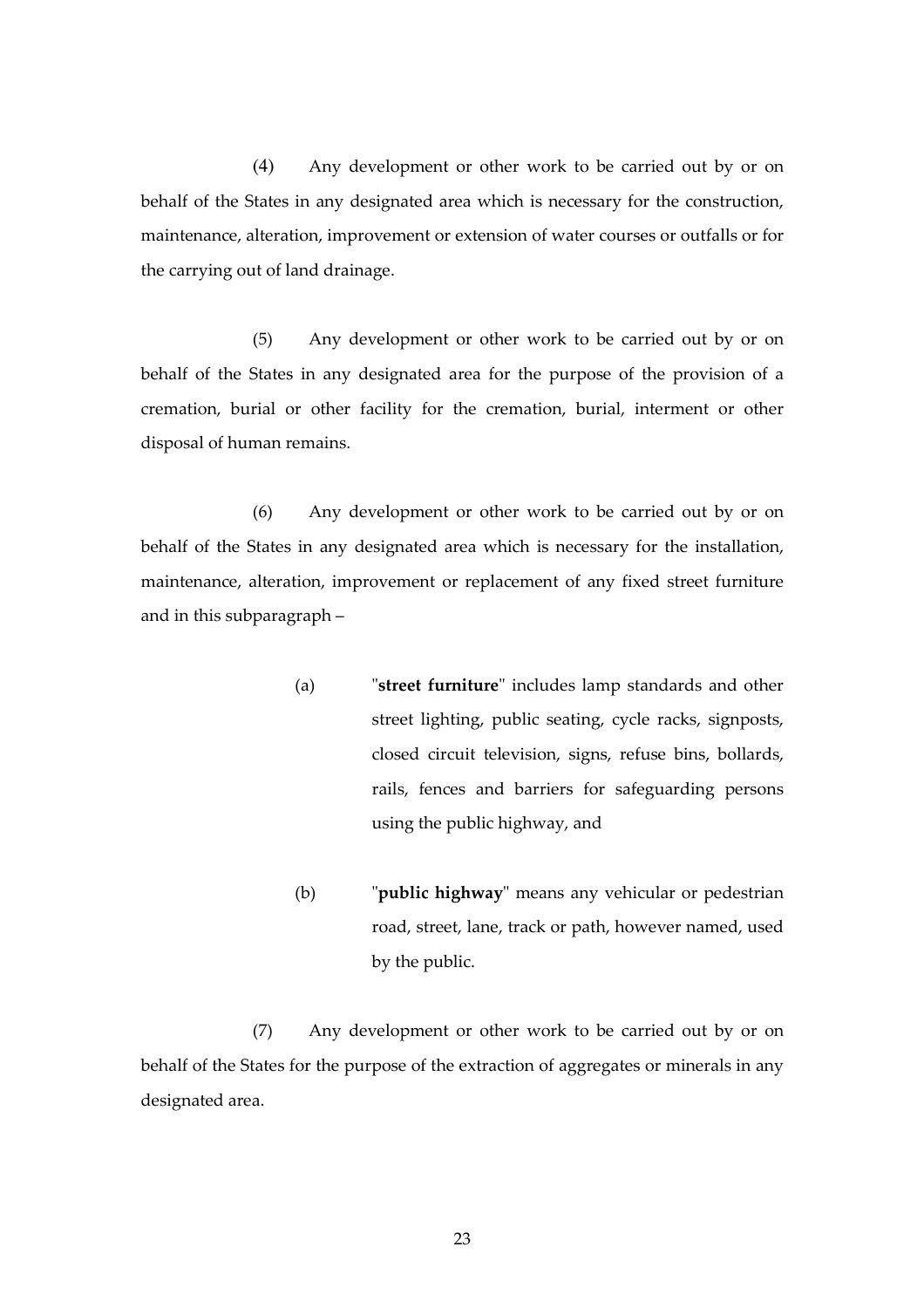(4) Any development or other work to be carried out by or on behalf of the States in any designated area which is necessary for the construction, maintenance, alteration, improvement or extension of water courses or outfalls or for the carrying out of land drainage.

(5) Any development or other work to be carried out by or on behalf of the States in any designated area for the purpose of the provision of a cremation, burial or other facility for the cremation, burial, interment or other disposal of human remains.

(6) Any development or other work to be carried out by or on behalf of the States in any designated area which is necessary for the installation, maintenance, alteration, improvement or replacement of any fixed street furniture and in this subparagraph –

> (a) "**street furniture**" includes lamp standards and other street lighting, public seating, cycle racks, signposts, closed circuit television, signs, refuse bins, bollards, rails, fences and barriers for safeguarding persons using the public highway, and
>
> (b) "**public highway**" means any vehicular or pedestrian road, street, lane, track or path, however named, used by the public.

(7) Any development or other work to be carried out by or on behalf of the States for the purpose of the extraction of aggregates or minerals in any designated area.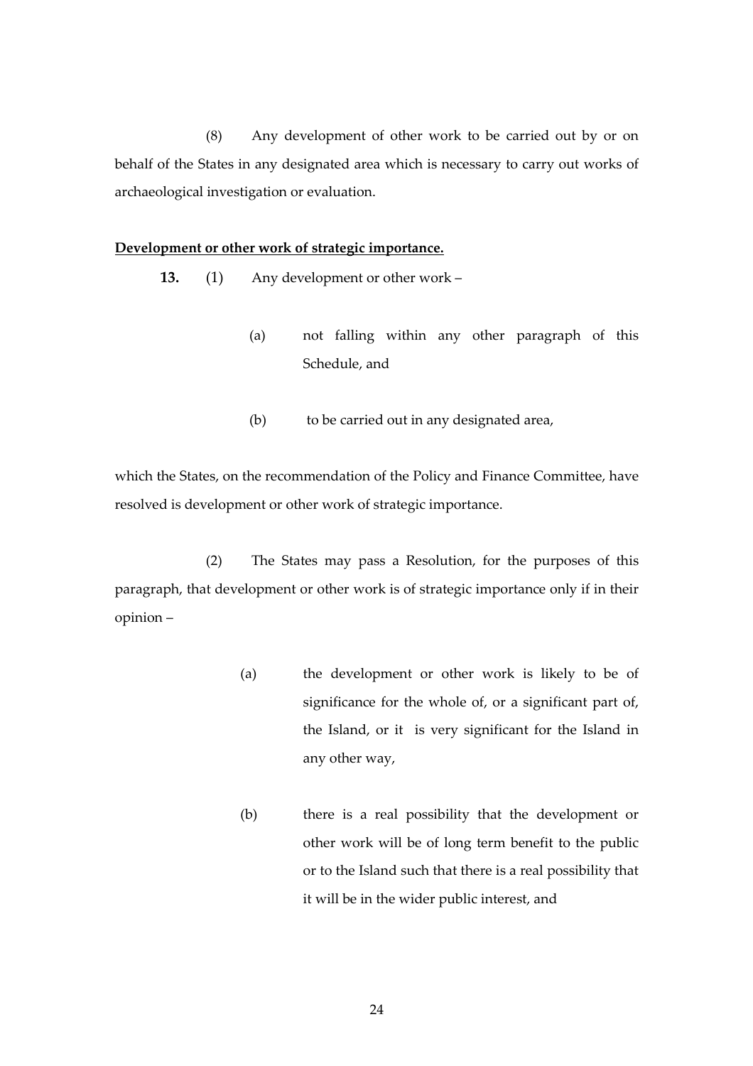(8) Any development of other work to be carried out by or on behalf of the States in any designated area which is necessary to carry out works of archaeological investigation or evaluation.

**Development or other work of strategic importance.**

**13.** (1) Any development or other work –

(a) not falling within any other paragraph of this Schedule, and

(b) to be carried out in any designated area,

which the States, on the recommendation of the Policy and Finance Committee, have resolved is development or other work of strategic importance.

(2) The States may pass a Resolution, for the purposes of this paragraph, that development or other work is of strategic importance only if in their opinion –

(a) the development or other work is likely to be of significance for the whole of, or a significant part of, the Island, or it is very significant for the Island in any other way,

(b) there is a real possibility that the development or other work will be of long term benefit to the public or to the Island such that there is a real possibility that it will be in the wider public interest, and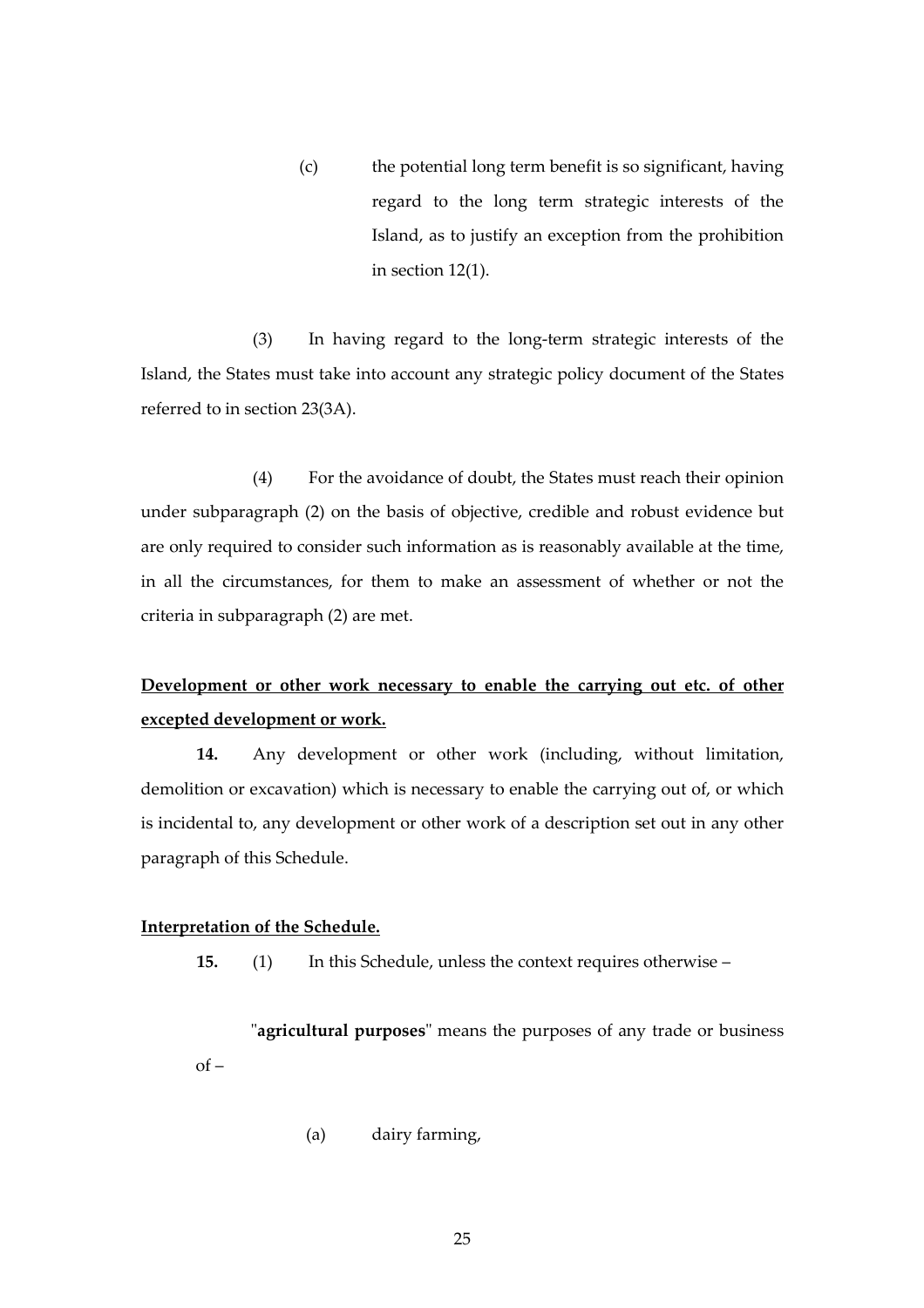(c) the potential long term benefit is so significant, having regard to the long term strategic interests of the Island, as to justify an exception from the prohibition in section 12(1).

(3) In having regard to the long-term strategic interests of the Island, the States must take into account any strategic policy document of the States referred to in section 23(3A).

(4) For the avoidance of doubt, the States must reach their opinion under subparagraph (2) on the basis of objective, credible and robust evidence but are only required to consider such information as is reasonably available at the time, in all the circumstances, for them to make an assessment of whether or not the criteria in subparagraph (2) are met.

**Development or other work necessary to enable the carrying out etc. of other excepted development or work.**

**14.** Any development or other work (including, without limitation, demolition or excavation) which is necessary to enable the carrying out of, or which is incidental to, any development or other work of a description set out in any other paragraph of this Schedule.

**Interpretation of the Schedule.**

**15.** (1) In this Schedule, unless the context requires otherwise –

"**agricultural purposes**" means the purposes of any trade or business of –

(a) dairy farming,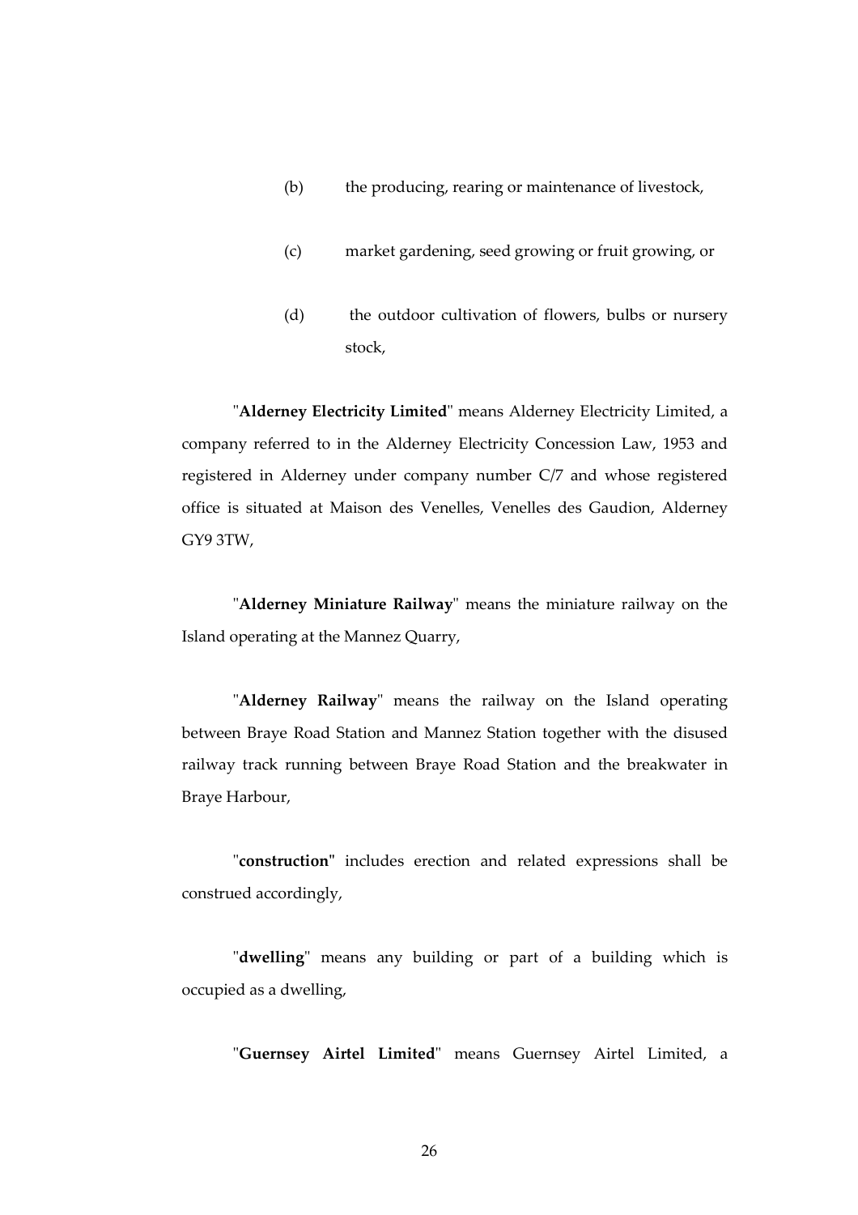(b) the producing, rearing or maintenance of livestock,

(c) market gardening, seed growing or fruit growing, or

(d) the outdoor cultivation of flowers, bulbs or nursery stock,

"**Alderney Electricity Limited**" means Alderney Electricity Limited, a company referred to in the Alderney Electricity Concession Law, 1953 and registered in Alderney under company number C/7 and whose registered office is situated at Maison des Venelles, Venelles des Gaudion, Alderney GY9 3TW,

"**Alderney Miniature Railway**" means the miniature railway on the Island operating at the Mannez Quarry,

"**Alderney Railway**" means the railway on the Island operating between Braye Road Station and Mannez Station together with the disused railway track running between Braye Road Station and the breakwater in Braye Harbour,

"**construction"** includes erection and related expressions shall be construed accordingly,

"**dwelling**" means any building or part of a building which is occupied as a dwelling,

"**Guernsey Airtel Limited**" means Guernsey Airtel Limited, a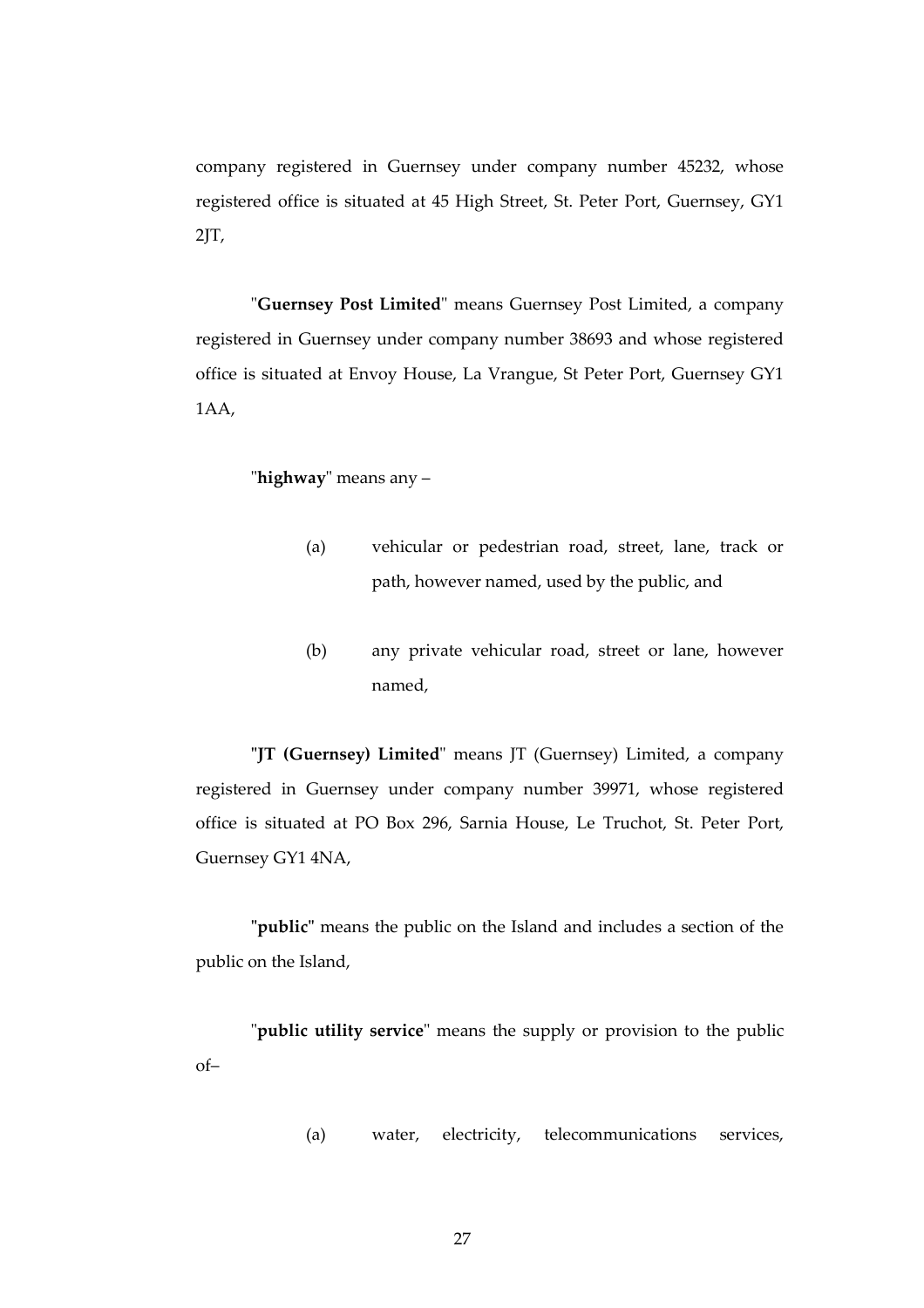company registered in Guernsey under company number 45232, whose registered office is situated at 45 High Street, St. Peter Port, Guernsey, GY1 2JT,

"**Guernsey Post Limited**" means Guernsey Post Limited, a company registered in Guernsey under company number 38693 and whose registered office is situated at Envoy House, La Vrangue, St Peter Port, Guernsey GY1 1AA,

"**highway**" means any –

(a) vehicular or pedestrian road, street, lane, track or path, however named, used by the public, and

(b) any private vehicular road, street or lane, however named,

"**JT (Guernsey) Limited**" means JT (Guernsey) Limited, a company registered in Guernsey under company number 39971, whose registered office is situated at PO Box 296, Sarnia House, Le Truchot, St. Peter Port, Guernsey GY1 4NA,

"**public**" means the public on the Island and includes a section of the public on the Island,

"**public utility service**" means the supply or provision to the public of–

(a) water, electricity, telecommunications services,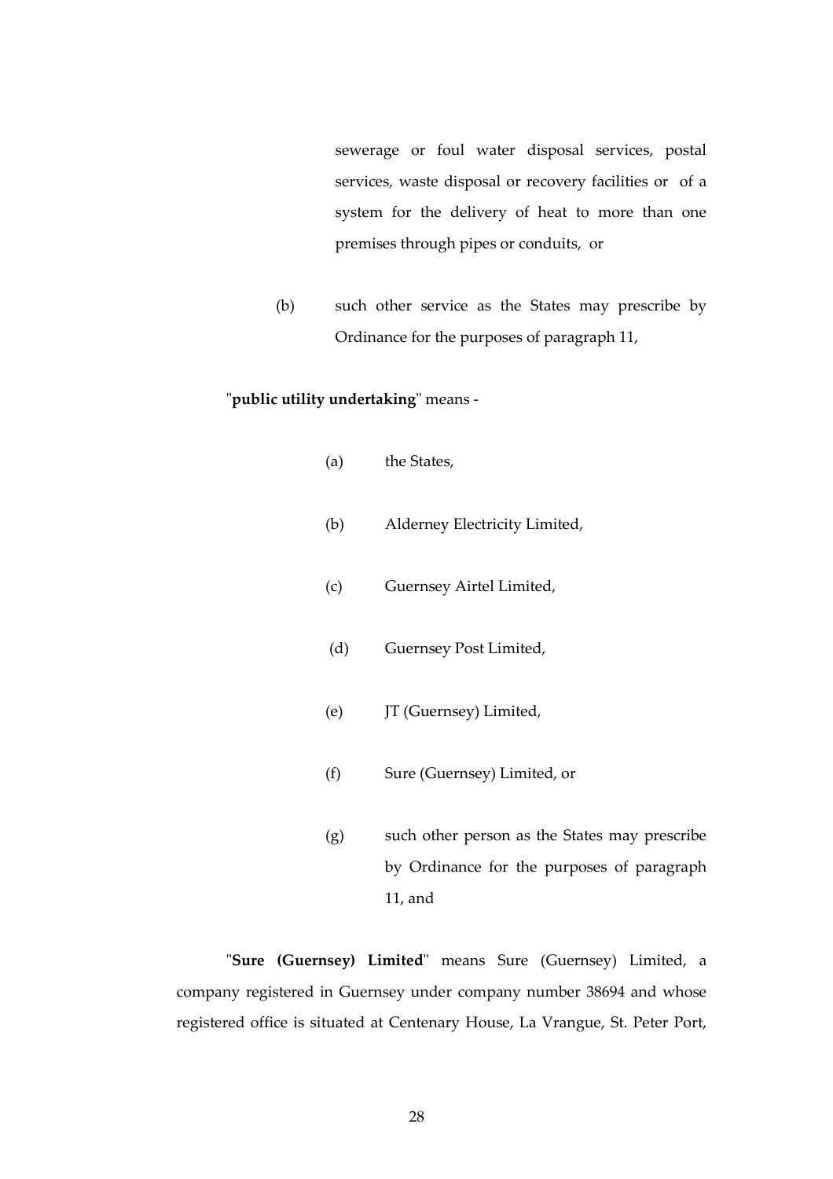sewerage or foul water disposal services, postal services, waste disposal or recovery facilities or of a system for the delivery of heat to more than one premises through pipes or conduits, or

(b) such other service as the States may prescribe by Ordinance for the purposes of paragraph 11,

"**public utility undertaking**" means -

(a) the States,

(b) Alderney Electricity Limited,

(c) Guernsey Airtel Limited,

(d) Guernsey Post Limited,

(e) JT (Guernsey) Limited,

(f) Sure (Guernsey) Limited, or

(g) such other person as the States may prescribe by Ordinance for the purposes of paragraph 11, and

"**Sure (Guernsey) Limited**" means Sure (Guernsey) Limited, a company registered in Guernsey under company number 38694 and whose registered office is situated at Centenary House, La Vrangue, St. Peter Port,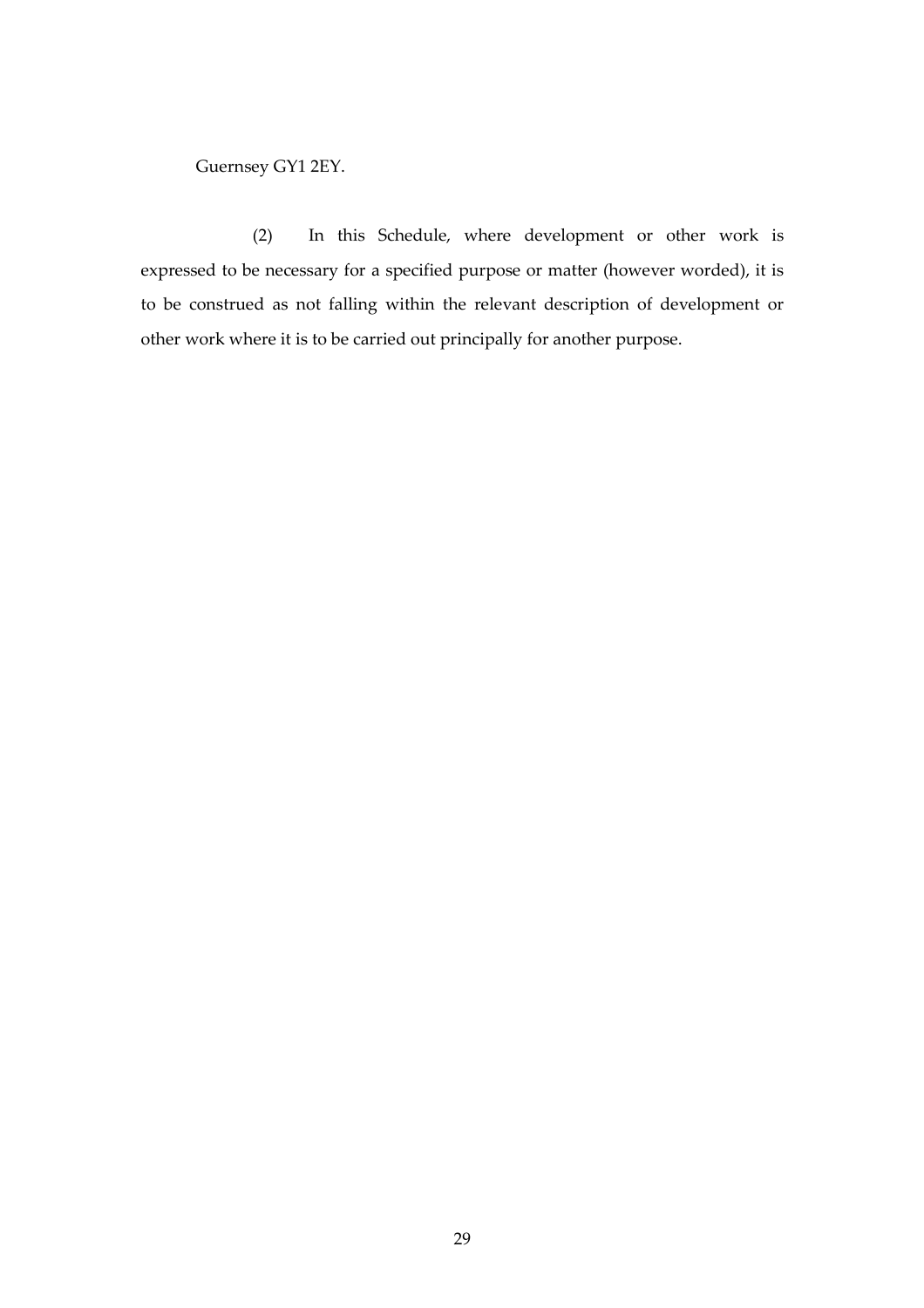Guernsey GY1 2EY.

(2) In this Schedule, where development or other work is expressed to be necessary for a specified purpose or matter (however worded), it is to be construed as not falling within the relevant description of development or other work where it is to be carried out principally for another purpose.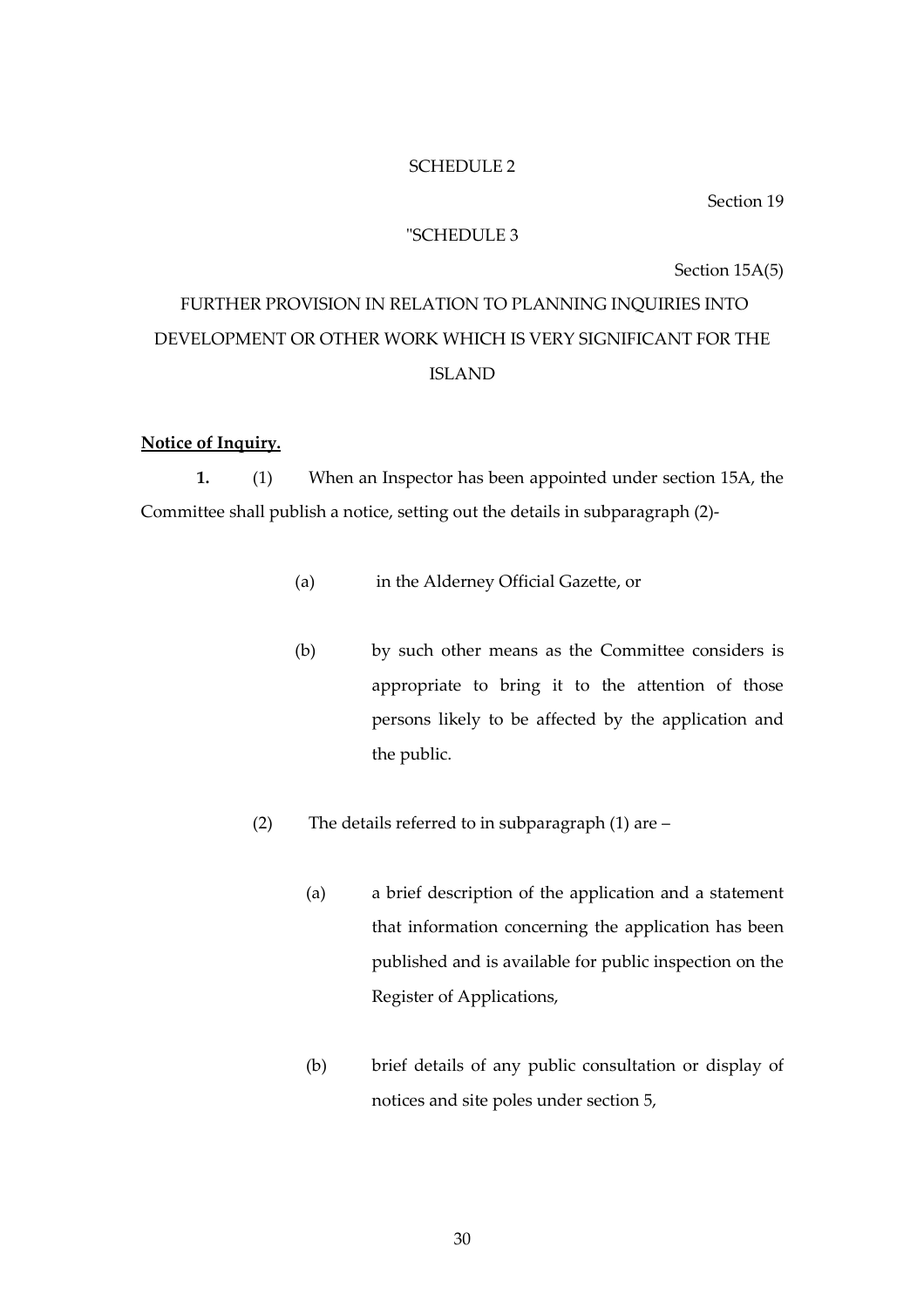SCHEDULE 2

Section 19

"SCHEDULE 3

Section 15A(5)

FURTHER PROVISION IN RELATION TO PLANNING INQUIRIES INTO DEVELOPMENT OR OTHER WORK WHICH IS VERY SIGNIFICANT FOR THE ISLAND

**Notice of Inquiry.**

**1.** (1) When an Inspector has been appointed under section 15A, the Committee shall publish a notice, setting out the details in subparagraph (2)-

(a) in the Alderney Official Gazette, or

(b) by such other means as the Committee considers is appropriate to bring it to the attention of those persons likely to be affected by the application and the public.

(2) The details referred to in subparagraph (1) are –

(a) a brief description of the application and a statement that information concerning the application has been published and is available for public inspection on the Register of Applications,

(b) brief details of any public consultation or display of notices and site poles under section 5,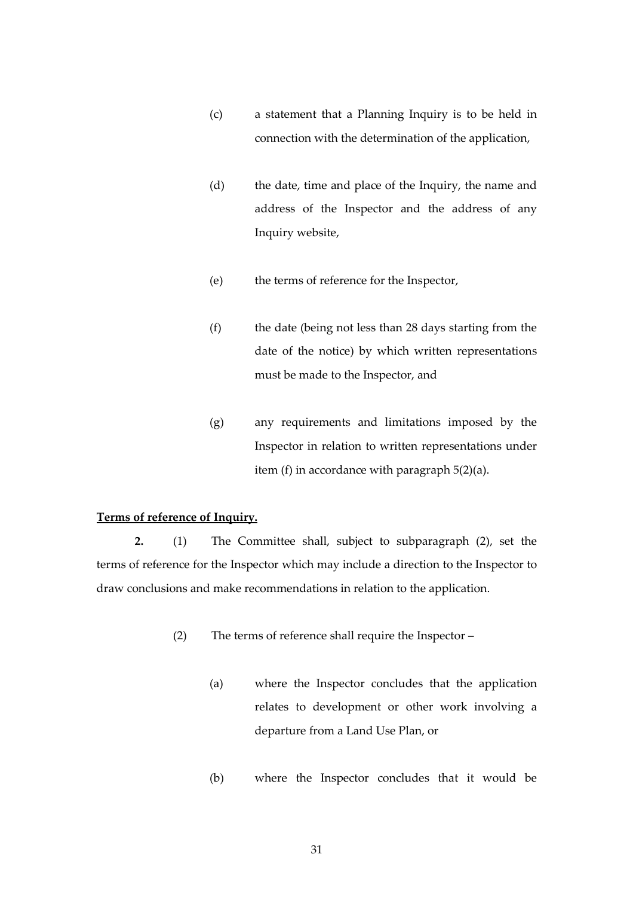(c) a statement that a Planning Inquiry is to be held in connection with the determination of the application,

(d) the date, time and place of the Inquiry, the name and address of the Inspector and the address of any Inquiry website,

(e) the terms of reference for the Inspector,

(f) the date (being not less than 28 days starting from the date of the notice) by which written representations must be made to the Inspector, and

(g) any requirements and limitations imposed by the Inspector in relation to written representations under item (f) in accordance with paragraph 5(2)(a).

**Terms of reference of Inquiry.**

**2.** (1) The Committee shall, subject to subparagraph (2), set the terms of reference for the Inspector which may include a direction to the Inspector to draw conclusions and make recommendations in relation to the application.

(2) The terms of reference shall require the Inspector –

(a) where the Inspector concludes that the application relates to development or other work involving a departure from a Land Use Plan, or

(b) where the Inspector concludes that it would be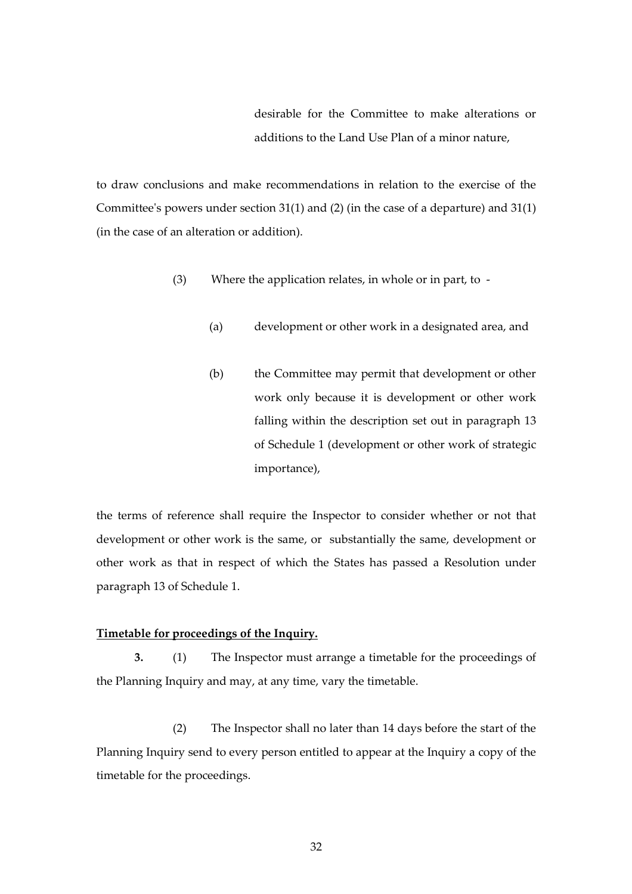desirable for the Committee to make alterations or additions to the Land Use Plan of a minor nature,

to draw conclusions and make recommendations in relation to the exercise of the Committee's powers under section 31(1) and (2) (in the case of a departure) and 31(1) (in the case of an alteration or addition).

(3) Where the application relates, in whole or in part, to -

(a) development or other work in a designated area, and

(b) the Committee may permit that development or other work only because it is development or other work falling within the description set out in paragraph 13 of Schedule 1 (development or other work of strategic importance),

the terms of reference shall require the Inspector to consider whether or not that development or other work is the same, or substantially the same, development or other work as that in respect of which the States has passed a Resolution under paragraph 13 of Schedule 1.

**Timetable for proceedings of the Inquiry.**

**3.** (1) The Inspector must arrange a timetable for the proceedings of the Planning Inquiry and may, at any time, vary the timetable.

(2) The Inspector shall no later than 14 days before the start of the Planning Inquiry send to every person entitled to appear at the Inquiry a copy of the timetable for the proceedings.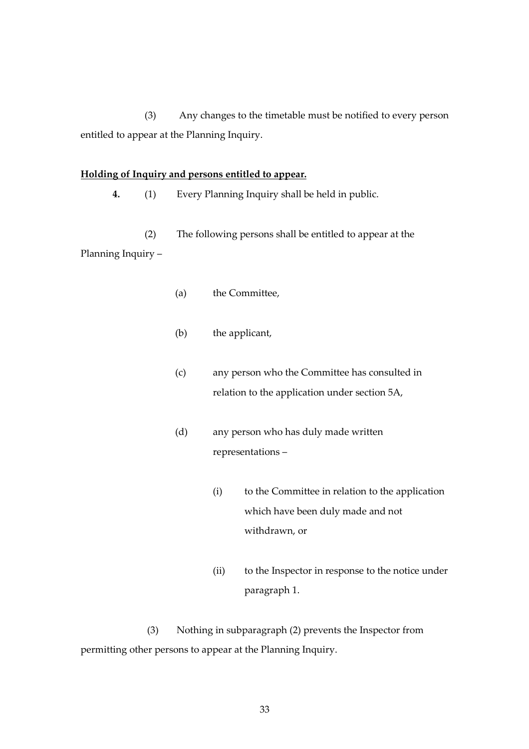(3) Any changes to the timetable must be notified to every person entitled to appear at the Planning Inquiry.

**Holding of Inquiry and persons entitled to appear.**

**4.** (1) Every Planning Inquiry shall be held in public.

(2) The following persons shall be entitled to appear at the Planning Inquiry –

- (a) the Committee,
- (b) the applicant,
- (c) any person who the Committee has consulted in relation to the application under section 5A,
- (d) any person who has duly made written representations –
  - (i) to the Committee in relation to the application which have been duly made and not withdrawn, or
  - (ii) to the Inspector in response to the notice under paragraph 1.

(3) Nothing in subparagraph (2) prevents the Inspector from permitting other persons to appear at the Planning Inquiry.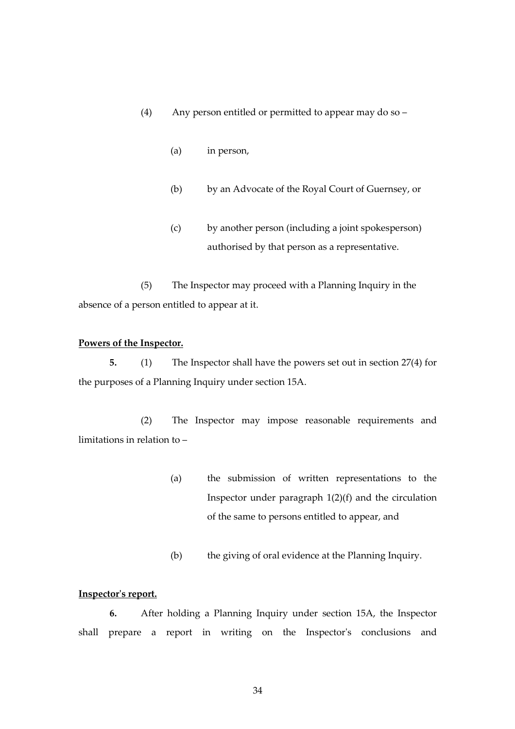(4) Any person entitled or permitted to appear may do so –

(a) in person,

(b) by an Advocate of the Royal Court of Guernsey, or

(c) by another person (including a joint spokesperson) authorised by that person as a representative.

(5) The Inspector may proceed with a Planning Inquiry in the absence of a person entitled to appear at it.

**Powers of the Inspector.**

**5.** (1) The Inspector shall have the powers set out in section 27(4) for the purposes of a Planning Inquiry under section 15A.

(2) The Inspector may impose reasonable requirements and limitations in relation to –

(a) the submission of written representations to the Inspector under paragraph 1(2)(f) and the circulation of the same to persons entitled to appear, and

(b) the giving of oral evidence at the Planning Inquiry.

**Inspector's report.**

**6.** After holding a Planning Inquiry under section 15A, the Inspector shall prepare a report in writing on the Inspector's conclusions and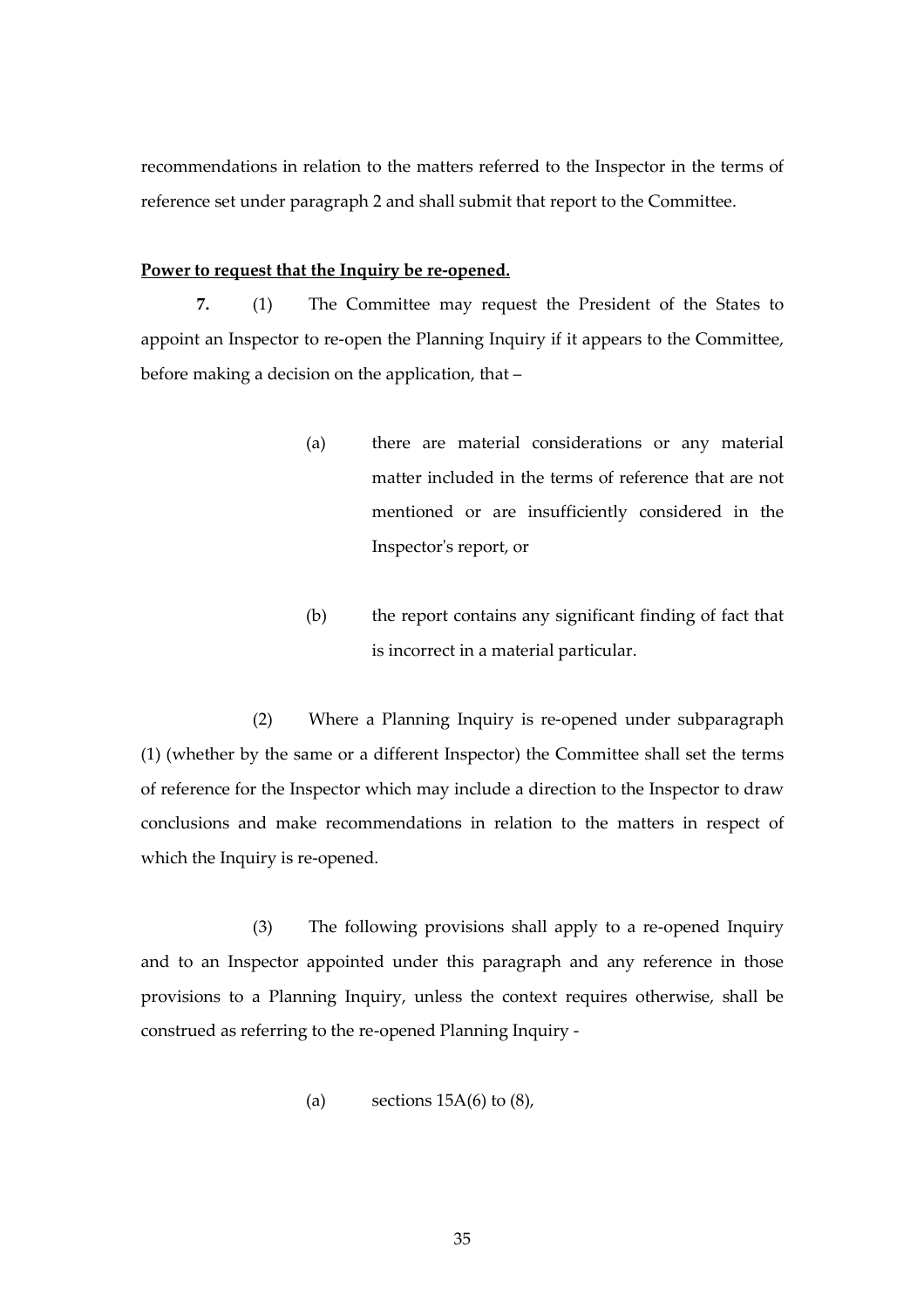recommendations in relation to the matters referred to the Inspector in the terms of reference set under paragraph 2 and shall submit that report to the Committee.

**Power to request that the Inquiry be re-opened.**

**7.** (1) The Committee may request the President of the States to appoint an Inspector to re-open the Planning Inquiry if it appears to the Committee, before making a decision on the application, that –

(a) there are material considerations or any material matter included in the terms of reference that are not mentioned or are insufficiently considered in the Inspector's report, or

(b) the report contains any significant finding of fact that is incorrect in a material particular.

(2) Where a Planning Inquiry is re-opened under subparagraph (1) (whether by the same or a different Inspector) the Committee shall set the terms of reference for the Inspector which may include a direction to the Inspector to draw conclusions and make recommendations in relation to the matters in respect of which the Inquiry is re-opened.

(3) The following provisions shall apply to a re-opened Inquiry and to an Inspector appointed under this paragraph and any reference in those provisions to a Planning Inquiry, unless the context requires otherwise, shall be construed as referring to the re-opened Planning Inquiry -

(a) sections 15A(6) to (8),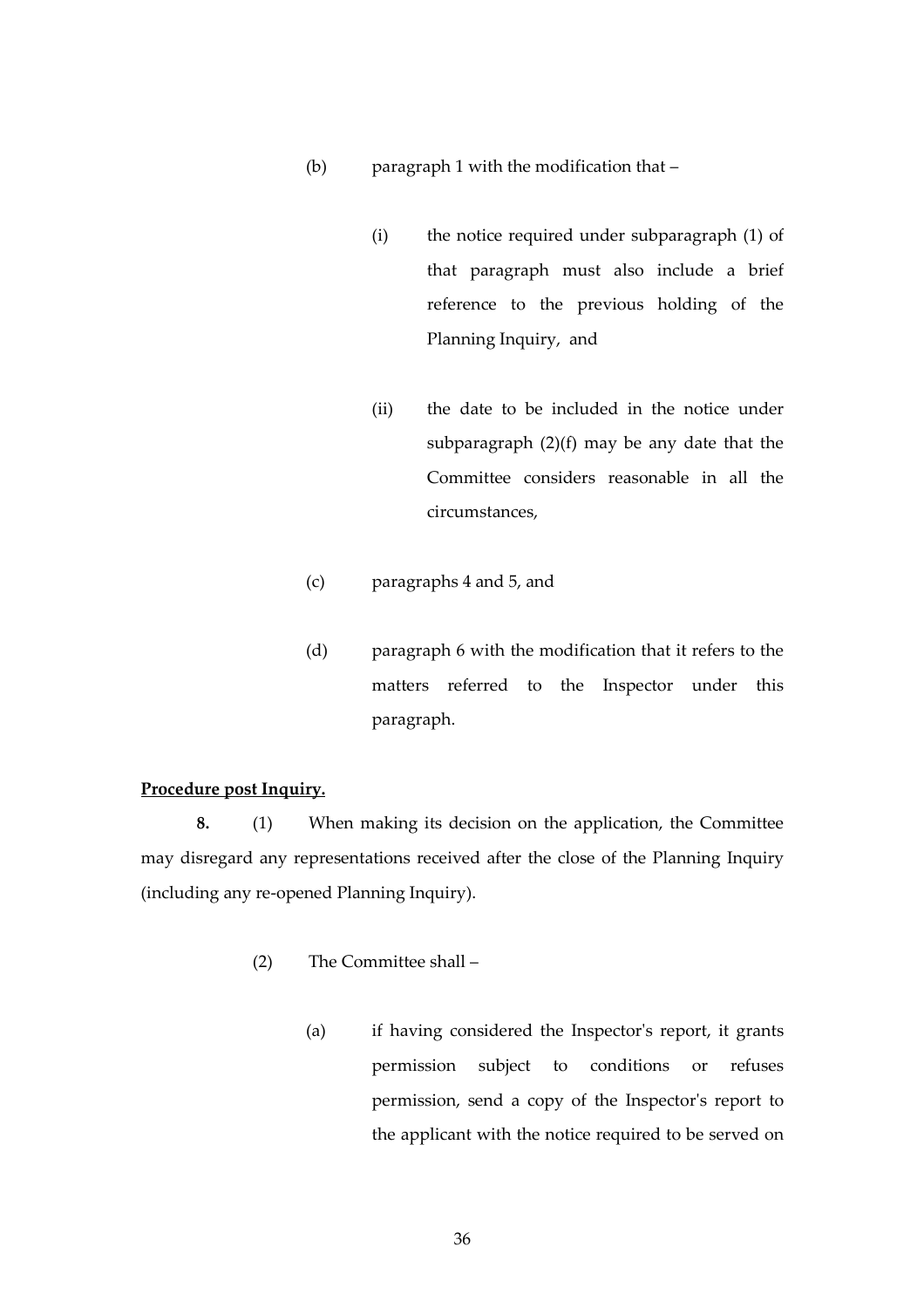(b) paragraph 1 with the modification that –

(i) the notice required under subparagraph (1) of that paragraph must also include a brief reference to the previous holding of the Planning Inquiry, and

(ii) the date to be included in the notice under subparagraph (2)(f) may be any date that the Committee considers reasonable in all the circumstances,

(c) paragraphs 4 and 5, and

(d) paragraph 6 with the modification that it refers to the matters referred to the Inspector under this paragraph.

**Procedure post Inquiry.**

**8.** (1) When making its decision on the application, the Committee may disregard any representations received after the close of the Planning Inquiry (including any re-opened Planning Inquiry).

(2) The Committee shall –

(a) if having considered the Inspector's report, it grants permission subject to conditions or refuses permission, send a copy of the Inspector's report to the applicant with the notice required to be served on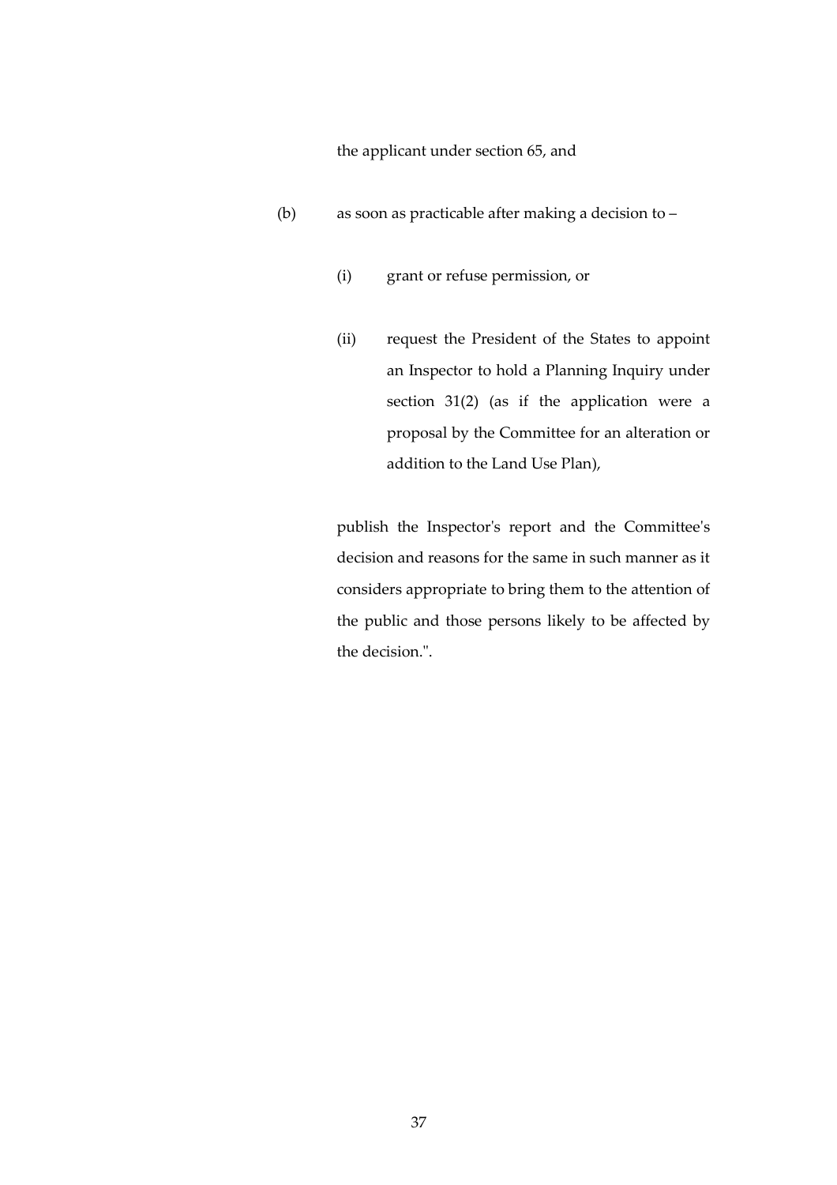the applicant under section 65, and

(b) as soon as practicable after making a decision to –

  (i) grant or refuse permission, or

  (ii) request the President of the States to appoint an Inspector to hold a Planning Inquiry under section 31(2) (as if the application were a proposal by the Committee for an alteration or addition to the Land Use Plan),

publish the Inspector's report and the Committee's decision and reasons for the same in such manner as it considers appropriate to bring them to the attention of the public and those persons likely to be affected by the decision.".